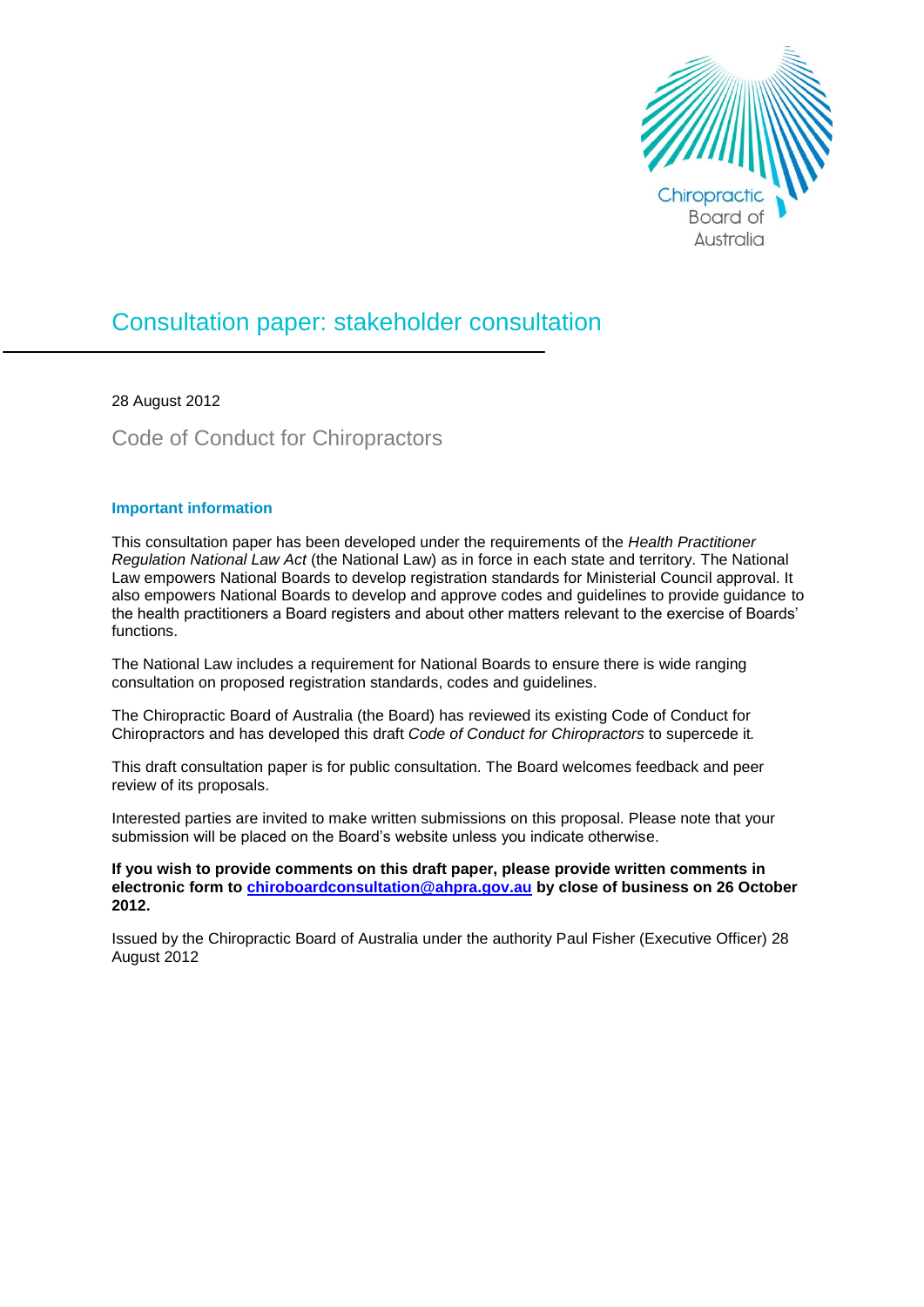Chiropractic Board of Australia

# Consultation paper: stakeholder consultation

28 August 2012

## Code of Conduct for Chiropractors

### Important information

This consultation paper has been developed under the requirements of the *Health Practitioner Regulation National Law Act* (the National Law) as in force in each state and territory. The National Law empowers National Boards to develop registration standards for Ministerial Council approval. It also empowers National Boards to develop and approve codes and guidelines to provide guidance to the health practitioners a Board registers and about other matters relevant to the exercise of Boards' functions.

The National Law includes a requirement for National Boards to ensure there is wide ranging consultation on proposed registration standards, codes and guidelines.

The Chiropractic Board of Australia (the Board) has reviewed its existing Code of Conduct for Chiropractors and has developed this draft *Code of Conduct for Chiropractors* to supercede it.

This draft consultation paper is for public consultation. The Board welcomes feedback and peer review of its proposals.

Interested parties are invited to make written submissions on this proposal. Please note that your submission will be placed on the Board's website unless you indicate otherwise.

**If you wish to provide comments on this draft paper, please provide written comments in electronic form to chiroboardconsultation@ahpra.gov.au by close of business on 26 October 2012.**

Issued by the Chiropractic Board of Australia under the authority Paul Fisher (Executive Officer) 28 August 2012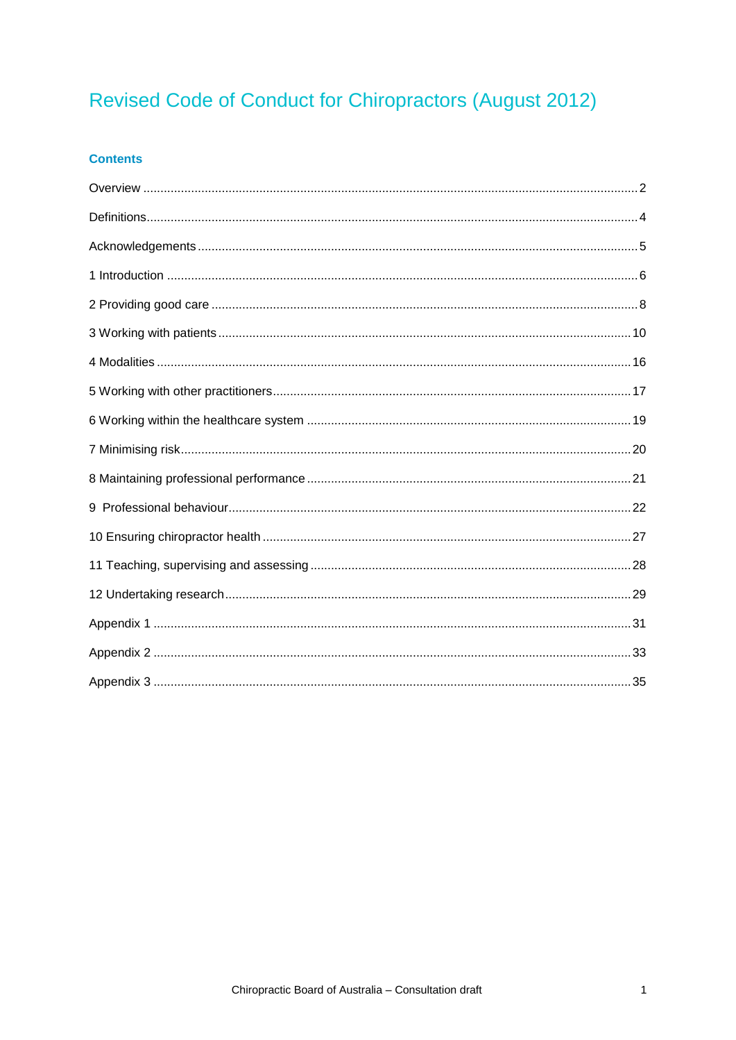# Revised Code of Conduct for Chiropractors (August 2012)

### Contents

Overview ... 2

Definitions ... 4

Acknowledgements ... 5

1 Introduction ... 6

2 Providing good care ... 8

3 Working with patients ... 10

4 Modalities ... 16

5 Working with other practitioners ... 17

6 Working within the healthcare system ... 19

7 Minimising risk ... 20

8 Maintaining professional performance ... 21

9 Professional behaviour ... 22

10 Ensuring chiropractor health ... 27

11 Teaching, supervising and assessing ... 28

12 Undertaking research ... 29

Appendix 1 ... 31

Appendix 2 ... 33

Appendix 3 ... 35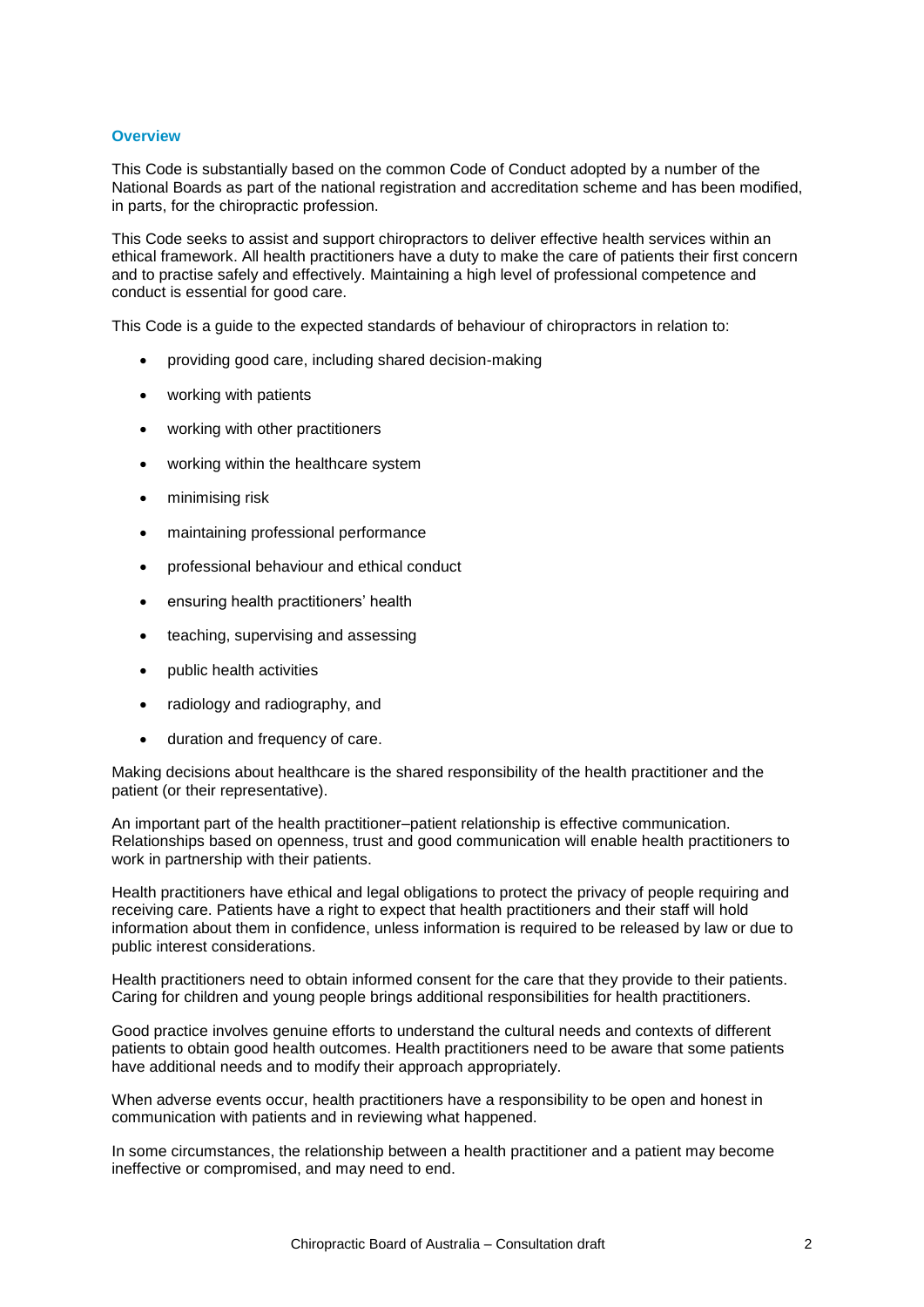## Overview

This Code is substantially based on the common Code of Conduct adopted by a number of the National Boards as part of the national registration and accreditation scheme and has been modified, in parts, for the chiropractic profession.

This Code seeks to assist and support chiropractors to deliver effective health services within an ethical framework. All health practitioners have a duty to make the care of patients their first concern and to practise safely and effectively. Maintaining a high level of professional competence and conduct is essential for good care.

This Code is a guide to the expected standards of behaviour of chiropractors in relation to:

- providing good care, including shared decision-making
- working with patients
- working with other practitioners
- working within the healthcare system
- minimising risk
- maintaining professional performance
- professional behaviour and ethical conduct
- ensuring health practitioners' health
- teaching, supervising and assessing
- public health activities
- radiology and radiography, and
- duration and frequency of care.

Making decisions about healthcare is the shared responsibility of the health practitioner and the patient (or their representative).

An important part of the health practitioner–patient relationship is effective communication. Relationships based on openness, trust and good communication will enable health practitioners to work in partnership with their patients.

Health practitioners have ethical and legal obligations to protect the privacy of people requiring and receiving care. Patients have a right to expect that health practitioners and their staff will hold information about them in confidence, unless information is required to be released by law or due to public interest considerations.

Health practitioners need to obtain informed consent for the care that they provide to their patients. Caring for children and young people brings additional responsibilities for health practitioners.

Good practice involves genuine efforts to understand the cultural needs and contexts of different patients to obtain good health outcomes. Health practitioners need to be aware that some patients have additional needs and to modify their approach appropriately.

When adverse events occur, health practitioners have a responsibility to be open and honest in communication with patients and in reviewing what happened.

In some circumstances, the relationship between a health practitioner and a patient may become ineffective or compromised, and may need to end.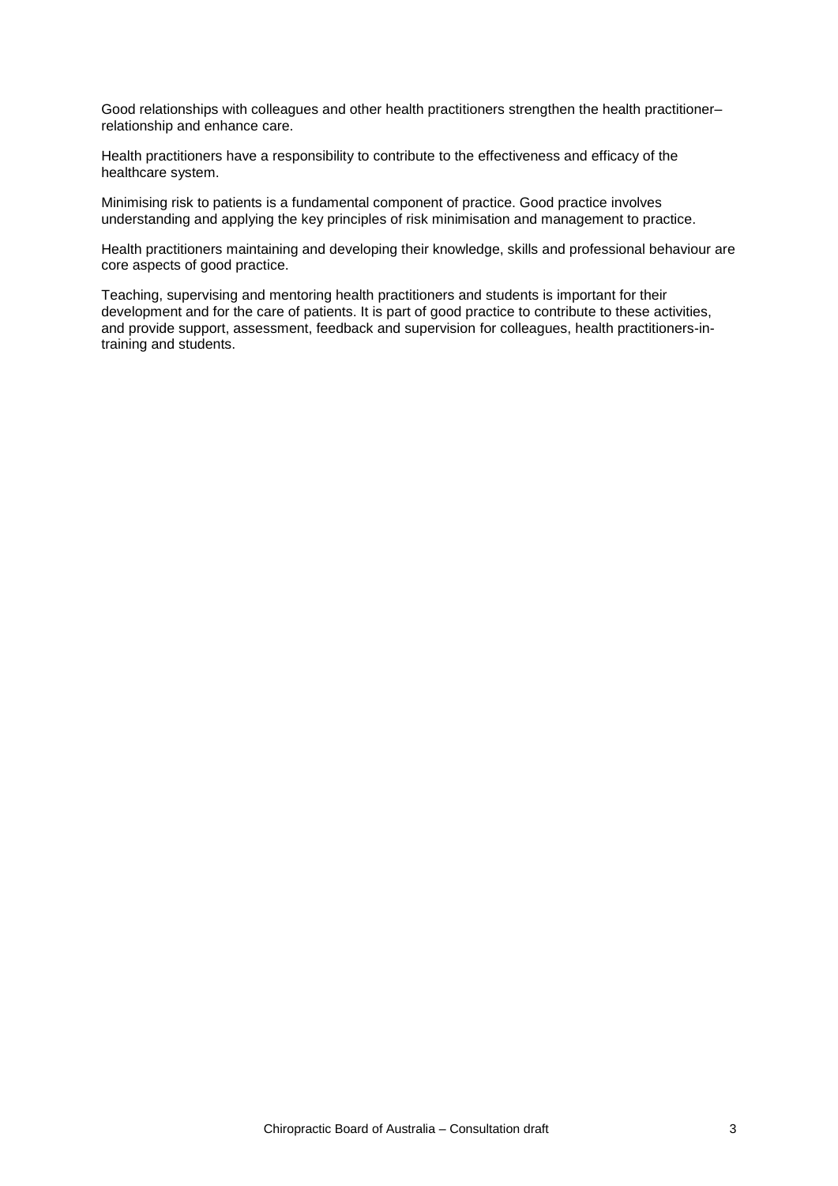Good relationships with colleagues and other health practitioners strengthen the health practitioner–relationship and enhance care.

Health practitioners have a responsibility to contribute to the effectiveness and efficacy of the healthcare system.

Minimising risk to patients is a fundamental component of practice. Good practice involves understanding and applying the key principles of risk minimisation and management to practice.

Health practitioners maintaining and developing their knowledge, skills and professional behaviour are core aspects of good practice.

Teaching, supervising and mentoring health practitioners and students is important for their development and for the care of patients. It is part of good practice to contribute to these activities, and provide support, assessment, feedback and supervision for colleagues, health practitioners-in-training and students.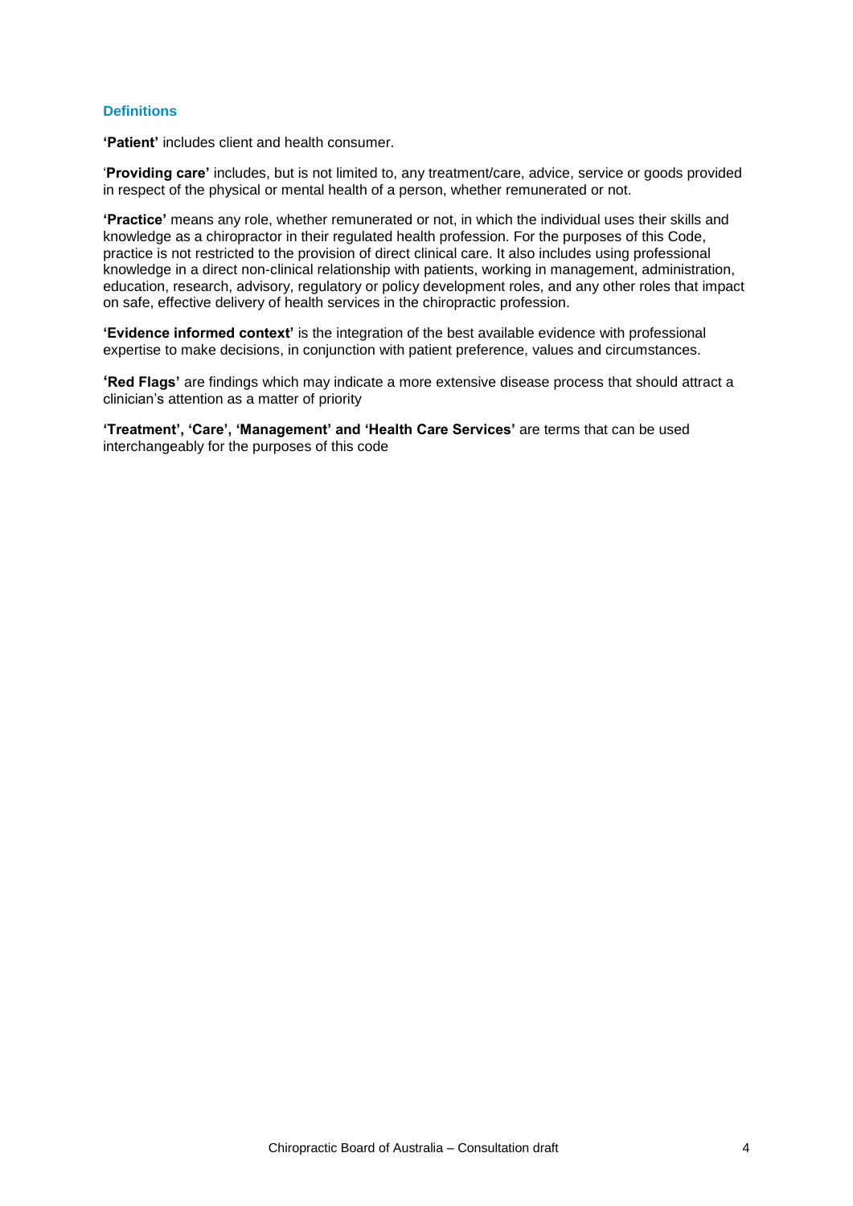## Definitions

**'Patient'** includes client and health consumer.

'**Providing care'** includes, but is not limited to, any treatment/care, advice, service or goods provided in respect of the physical or mental health of a person, whether remunerated or not.

**'Practice'** means any role, whether remunerated or not, in which the individual uses their skills and knowledge as a chiropractor in their regulated health profession. For the purposes of this Code, practice is not restricted to the provision of direct clinical care. It also includes using professional knowledge in a direct non-clinical relationship with patients, working in management, administration, education, research, advisory, regulatory or policy development roles, and any other roles that impact on safe, effective delivery of health services in the chiropractic profession.

**'Evidence informed context'** is the integration of the best available evidence with professional expertise to make decisions, in conjunction with patient preference, values and circumstances.

**'Red Flags'** are findings which may indicate a more extensive disease process that should attract a clinician's attention as a matter of priority

**'Treatment', 'Care', 'Management' and 'Health Care Services'** are terms that can be used interchangeably for the purposes of this code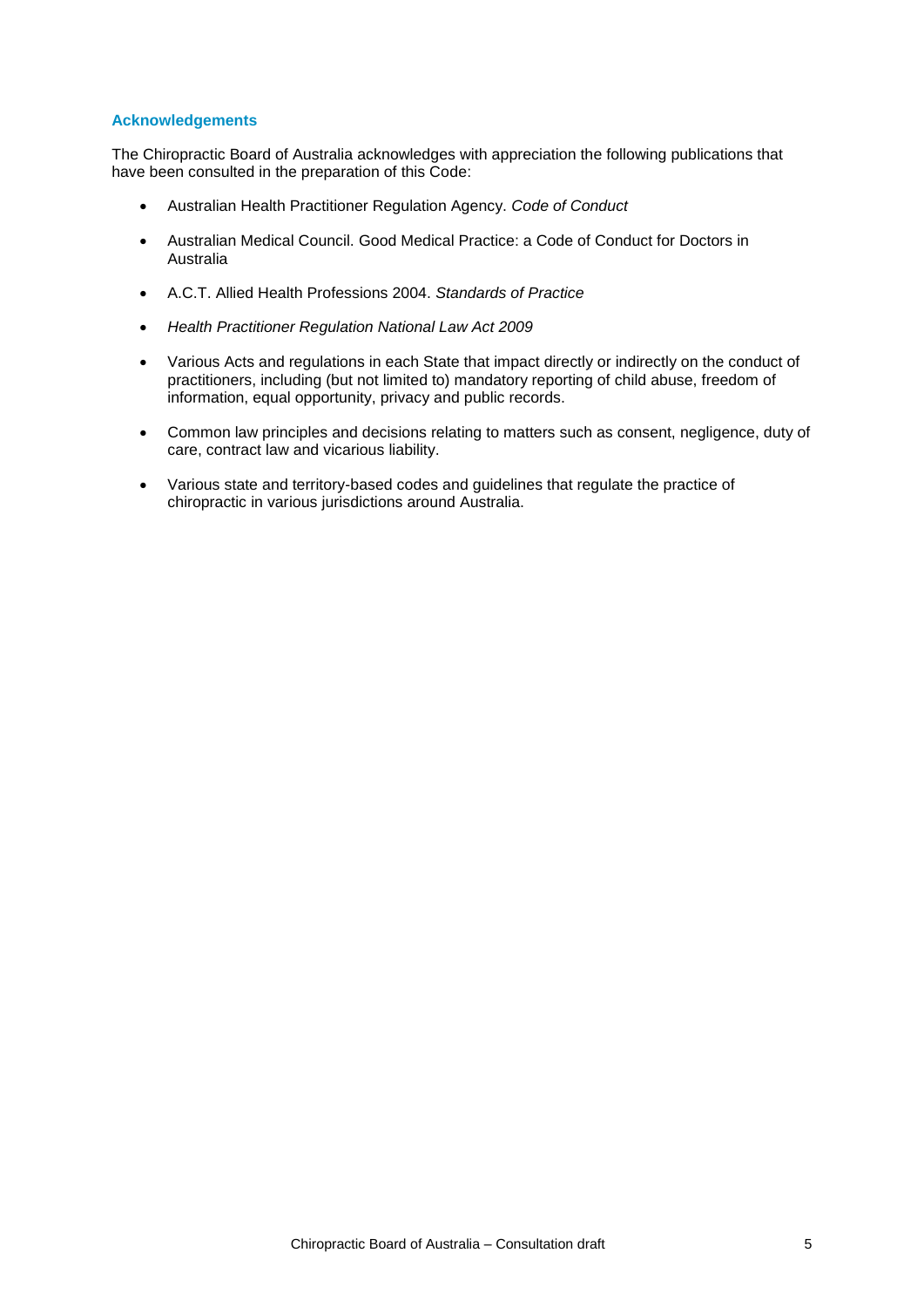### Acknowledgements

The Chiropractic Board of Australia acknowledges with appreciation the following publications that have been consulted in the preparation of this Code:

- Australian Health Practitioner Regulation Agency. *Code of Conduct*
- Australian Medical Council. Good Medical Practice: a Code of Conduct for Doctors in Australia
- A.C.T. Allied Health Professions 2004. *Standards of Practice*
- *Health Practitioner Regulation National Law Act 2009*
- Various Acts and regulations in each State that impact directly or indirectly on the conduct of practitioners, including (but not limited to) mandatory reporting of child abuse, freedom of information, equal opportunity, privacy and public records.
- Common law principles and decisions relating to matters such as consent, negligence, duty of care, contract law and vicarious liability.
- Various state and territory-based codes and guidelines that regulate the practice of chiropractic in various jurisdictions around Australia.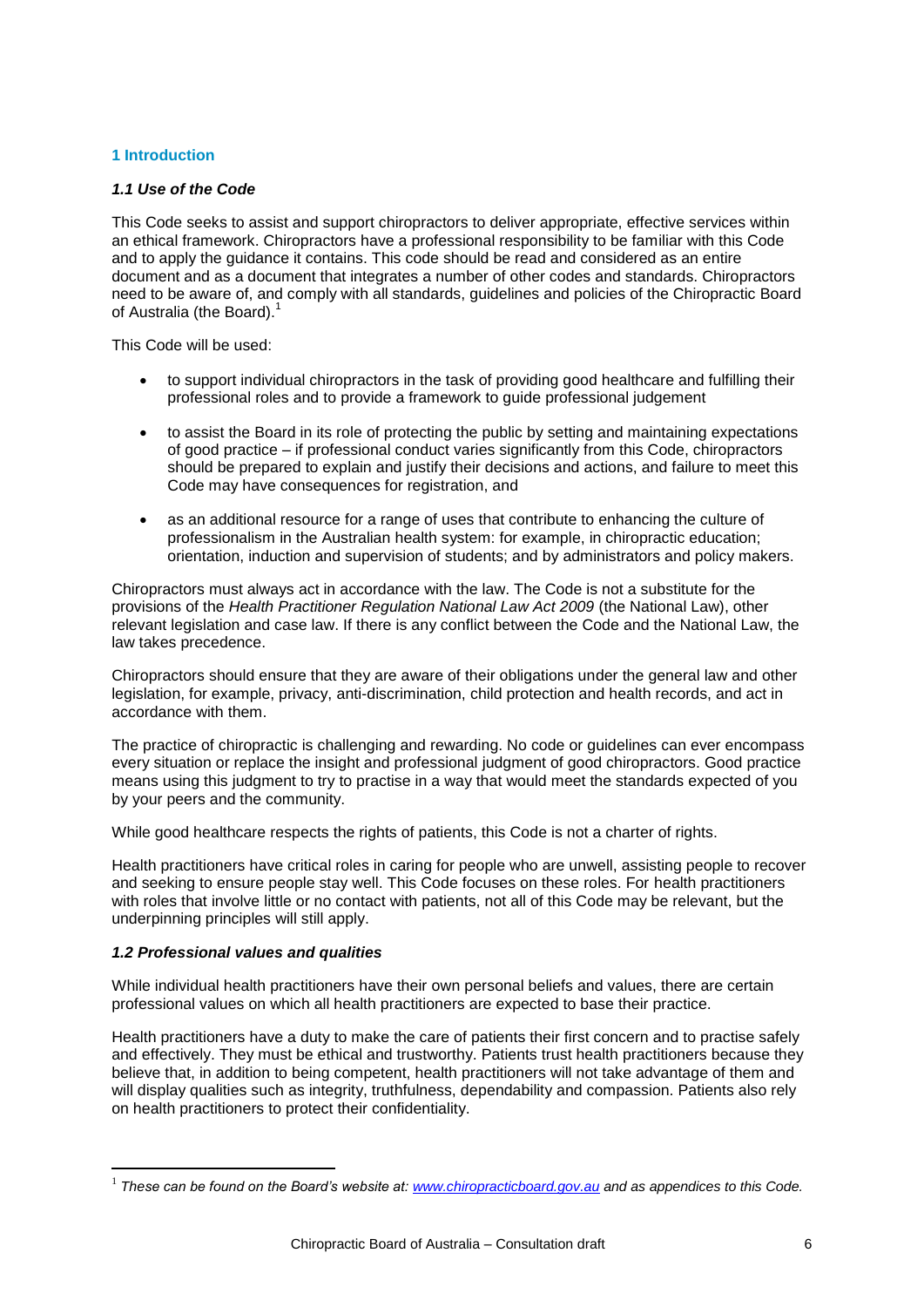## 1 Introduction

### *1.1 Use of the Code*

This Code seeks to assist and support chiropractors to deliver appropriate, effective services within an ethical framework. Chiropractors have a professional responsibility to be familiar with this Code and to apply the guidance it contains. This code should be read and considered as an entire document and as a document that integrates a number of other codes and standards. Chiropractors need to be aware of, and comply with all standards, guidelines and policies of the Chiropractic Board of Australia (the Board).[1]

This Code will be used:

- to support individual chiropractors in the task of providing good healthcare and fulfilling their professional roles and to provide a framework to guide professional judgement
- to assist the Board in its role of protecting the public by setting and maintaining expectations of good practice – if professional conduct varies significantly from this Code, chiropractors should be prepared to explain and justify their decisions and actions, and failure to meet this Code may have consequences for registration, and
- as an additional resource for a range of uses that contribute to enhancing the culture of professionalism in the Australian health system: for example, in chiropractic education; orientation, induction and supervision of students; and by administrators and policy makers.

Chiropractors must always act in accordance with the law. The Code is not a substitute for the provisions of the *Health Practitioner Regulation National Law Act 2009* (the National Law), other relevant legislation and case law. If there is any conflict between the Code and the National Law, the law takes precedence.

Chiropractors should ensure that they are aware of their obligations under the general law and other legislation, for example, privacy, anti-discrimination, child protection and health records, and act in accordance with them.

The practice of chiropractic is challenging and rewarding. No code or guidelines can ever encompass every situation or replace the insight and professional judgment of good chiropractors. Good practice means using this judgment to try to practise in a way that would meet the standards expected of you by your peers and the community.

While good healthcare respects the rights of patients, this Code is not a charter of rights.

Health practitioners have critical roles in caring for people who are unwell, assisting people to recover and seeking to ensure people stay well. This Code focuses on these roles. For health practitioners with roles that involve little or no contact with patients, not all of this Code may be relevant, but the underpinning principles will still apply.

### *1.2 Professional values and qualities*

While individual health practitioners have their own personal beliefs and values, there are certain professional values on which all health practitioners are expected to base their practice.

Health practitioners have a duty to make the care of patients their first concern and to practise safely and effectively. They must be ethical and trustworthy. Patients trust health practitioners because they believe that, in addition to being competent, health practitioners will not take advantage of them and will display qualities such as integrity, truthfulness, dependability and compassion. Patients also rely on health practitioners to protect their confidentiality.

[1] *These can be found on the Board's website at: www.chiropracticboard.gov.au and as appendices to this Code.*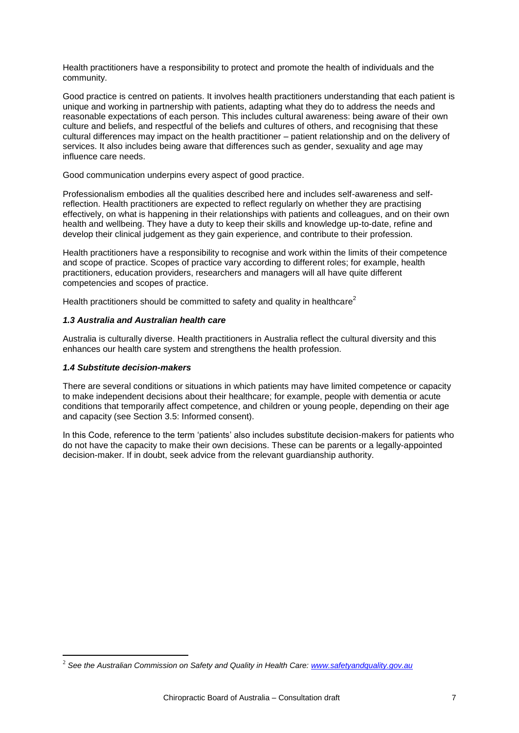Health practitioners have a responsibility to protect and promote the health of individuals and the community.

Good practice is centred on patients. It involves health practitioners understanding that each patient is unique and working in partnership with patients, adapting what they do to address the needs and reasonable expectations of each person. This includes cultural awareness: being aware of their own culture and beliefs, and respectful of the beliefs and cultures of others, and recognising that these cultural differences may impact on the health practitioner – patient relationship and on the delivery of services. It also includes being aware that differences such as gender, sexuality and age may influence care needs.

Good communication underpins every aspect of good practice.

Professionalism embodies all the qualities described here and includes self-awareness and self-reflection. Health practitioners are expected to reflect regularly on whether they are practising effectively, on what is happening in their relationships with patients and colleagues, and on their own health and wellbeing. They have a duty to keep their skills and knowledge up-to-date, refine and develop their clinical judgement as they gain experience, and contribute to their profession.

Health practitioners have a responsibility to recognise and work within the limits of their competence and scope of practice. Scopes of practice vary according to different roles; for example, health practitioners, education providers, researchers and managers will all have quite different competencies and scopes of practice.

Health practitioners should be committed to safety and quality in healthcare[2]

### *1.3 Australia and Australian health care*

Australia is culturally diverse. Health practitioners in Australia reflect the cultural diversity and this enhances our health care system and strengthens the health profession.

### *1.4 Substitute decision-makers*

There are several conditions or situations in which patients may have limited competence or capacity to make independent decisions about their healthcare; for example, people with dementia or acute conditions that temporarily affect competence, and children or young people, depending on their age and capacity (see Section 3.5: Informed consent).

In this Code, reference to the term 'patients' also includes substitute decision-makers for patients who do not have the capacity to make their own decisions. These can be parents or a legally-appointed decision-maker. If in doubt, seek advice from the relevant guardianship authority.

---

[2] *See the Australian Commission on Safety and Quality in Health Care: [www.safetyandquality.gov.au](http://www.safetyandquality.gov.au)*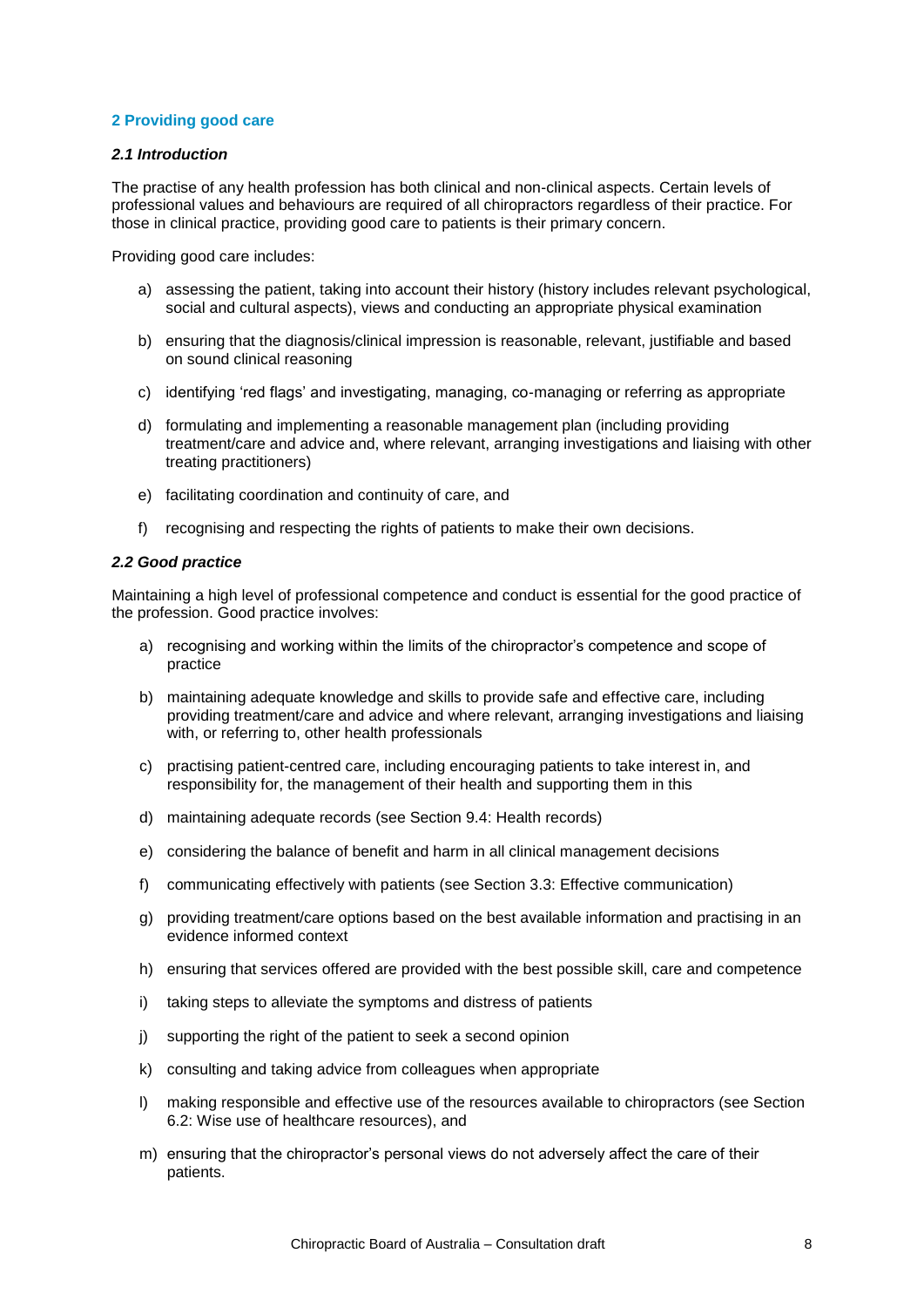## 2 Providing good care

### *2.1 Introduction*

The practise of any health profession has both clinical and non-clinical aspects. Certain levels of professional values and behaviours are required of all chiropractors regardless of their practice. For those in clinical practice, providing good care to patients is their primary concern.

Providing good care includes:

a) assessing the patient, taking into account their history (history includes relevant psychological, social and cultural aspects), views and conducting an appropriate physical examination

b) ensuring that the diagnosis/clinical impression is reasonable, relevant, justifiable and based on sound clinical reasoning

c) identifying 'red flags' and investigating, managing, co-managing or referring as appropriate

d) formulating and implementing a reasonable management plan (including providing treatment/care and advice and, where relevant, arranging investigations and liaising with other treating practitioners)

e) facilitating coordination and continuity of care, and

f) recognising and respecting the rights of patients to make their own decisions.

### *2.2 Good practice*

Maintaining a high level of professional competence and conduct is essential for the good practice of the profession. Good practice involves:

a) recognising and working within the limits of the chiropractor's competence and scope of practice

b) maintaining adequate knowledge and skills to provide safe and effective care, including providing treatment/care and advice and where relevant, arranging investigations and liaising with, or referring to, other health professionals

c) practising patient-centred care, including encouraging patients to take interest in, and responsibility for, the management of their health and supporting them in this

d) maintaining adequate records (see Section 9.4: Health records)

e) considering the balance of benefit and harm in all clinical management decisions

f) communicating effectively with patients (see Section 3.3: Effective communication)

g) providing treatment/care options based on the best available information and practising in an evidence informed context

h) ensuring that services offered are provided with the best possible skill, care and competence

i) taking steps to alleviate the symptoms and distress of patients

j) supporting the right of the patient to seek a second opinion

k) consulting and taking advice from colleagues when appropriate

l) making responsible and effective use of the resources available to chiropractors (see Section 6.2: Wise use of healthcare resources), and

m) ensuring that the chiropractor's personal views do not adversely affect the care of their patients.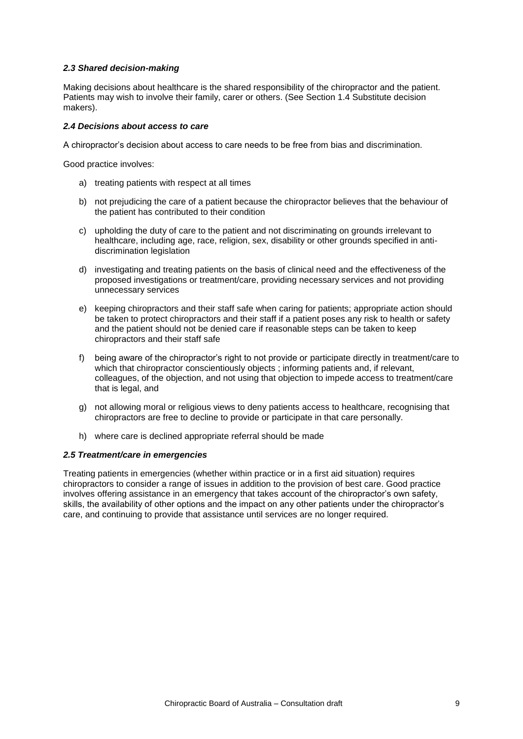### *2.3 Shared decision-making*

Making decisions about healthcare is the shared responsibility of the chiropractor and the patient. Patients may wish to involve their family, carer or others. (See Section 1.4 Substitute decision makers).

### *2.4 Decisions about access to care*

A chiropractor's decision about access to care needs to be free from bias and discrimination.

Good practice involves:

a) treating patients with respect at all times

b) not prejudicing the care of a patient because the chiropractor believes that the behaviour of the patient has contributed to their condition

c) upholding the duty of care to the patient and not discriminating on grounds irrelevant to healthcare, including age, race, religion, sex, disability or other grounds specified in anti-discrimination legislation

d) investigating and treating patients on the basis of clinical need and the effectiveness of the proposed investigations or treatment/care, providing necessary services and not providing unnecessary services

e) keeping chiropractors and their staff safe when caring for patients; appropriate action should be taken to protect chiropractors and their staff if a patient poses any risk to health or safety and the patient should not be denied care if reasonable steps can be taken to keep chiropractors and their staff safe

f) being aware of the chiropractor's right to not provide or participate directly in treatment/care to which that chiropractor conscientiously objects ; informing patients and, if relevant, colleagues, of the objection, and not using that objection to impede access to treatment/care that is legal, and

g) not allowing moral or religious views to deny patients access to healthcare, recognising that chiropractors are free to decline to provide or participate in that care personally.

h) where care is declined appropriate referral should be made

### *2.5 Treatment/care in emergencies*

Treating patients in emergencies (whether within practice or in a first aid situation) requires chiropractors to consider a range of issues in addition to the provision of best care. Good practice involves offering assistance in an emergency that takes account of the chiropractor's own safety, skills, the availability of other options and the impact on any other patients under the chiropractor's care, and continuing to provide that assistance until services are no longer required.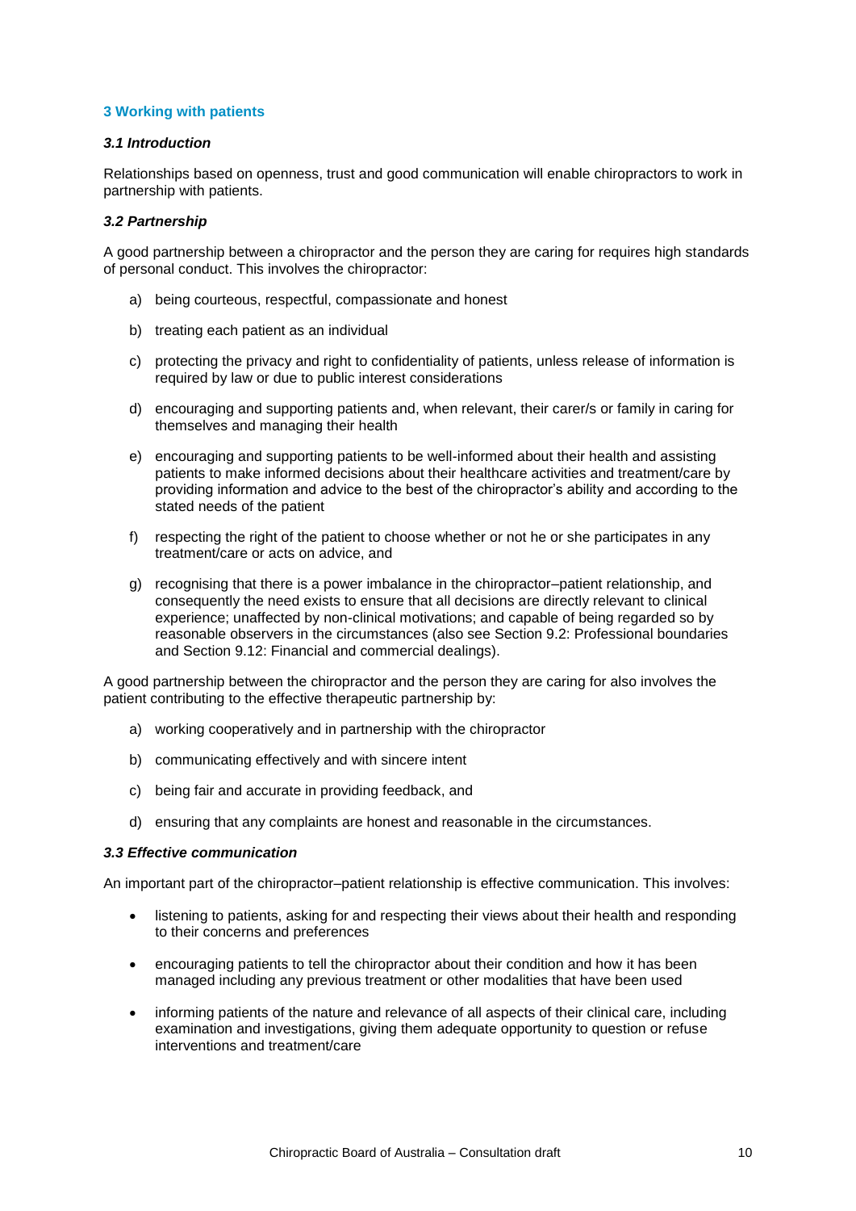## 3 Working with patients

### *3.1 Introduction*

Relationships based on openness, trust and good communication will enable chiropractors to work in partnership with patients.

### *3.2 Partnership*

A good partnership between a chiropractor and the person they are caring for requires high standards of personal conduct. This involves the chiropractor:

a) being courteous, respectful, compassionate and honest

b) treating each patient as an individual

c) protecting the privacy and right to confidentiality of patients, unless release of information is required by law or due to public interest considerations

d) encouraging and supporting patients and, when relevant, their carer/s or family in caring for themselves and managing their health

e) encouraging and supporting patients to be well-informed about their health and assisting patients to make informed decisions about their healthcare activities and treatment/care by providing information and advice to the best of the chiropractor's ability and according to the stated needs of the patient

f) respecting the right of the patient to choose whether or not he or she participates in any treatment/care or acts on advice, and

g) recognising that there is a power imbalance in the chiropractor–patient relationship, and consequently the need exists to ensure that all decisions are directly relevant to clinical experience; unaffected by non-clinical motivations; and capable of being regarded so by reasonable observers in the circumstances (also see Section 9.2: Professional boundaries and Section 9.12: Financial and commercial dealings).

A good partnership between the chiropractor and the person they are caring for also involves the patient contributing to the effective therapeutic partnership by:

a) working cooperatively and in partnership with the chiropractor

b) communicating effectively and with sincere intent

c) being fair and accurate in providing feedback, and

d) ensuring that any complaints are honest and reasonable in the circumstances.

### *3.3 Effective communication*

An important part of the chiropractor–patient relationship is effective communication. This involves:

- listening to patients, asking for and respecting their views about their health and responding to their concerns and preferences
- encouraging patients to tell the chiropractor about their condition and how it has been managed including any previous treatment or other modalities that have been used
- informing patients of the nature and relevance of all aspects of their clinical care, including examination and investigations, giving them adequate opportunity to question or refuse interventions and treatment/care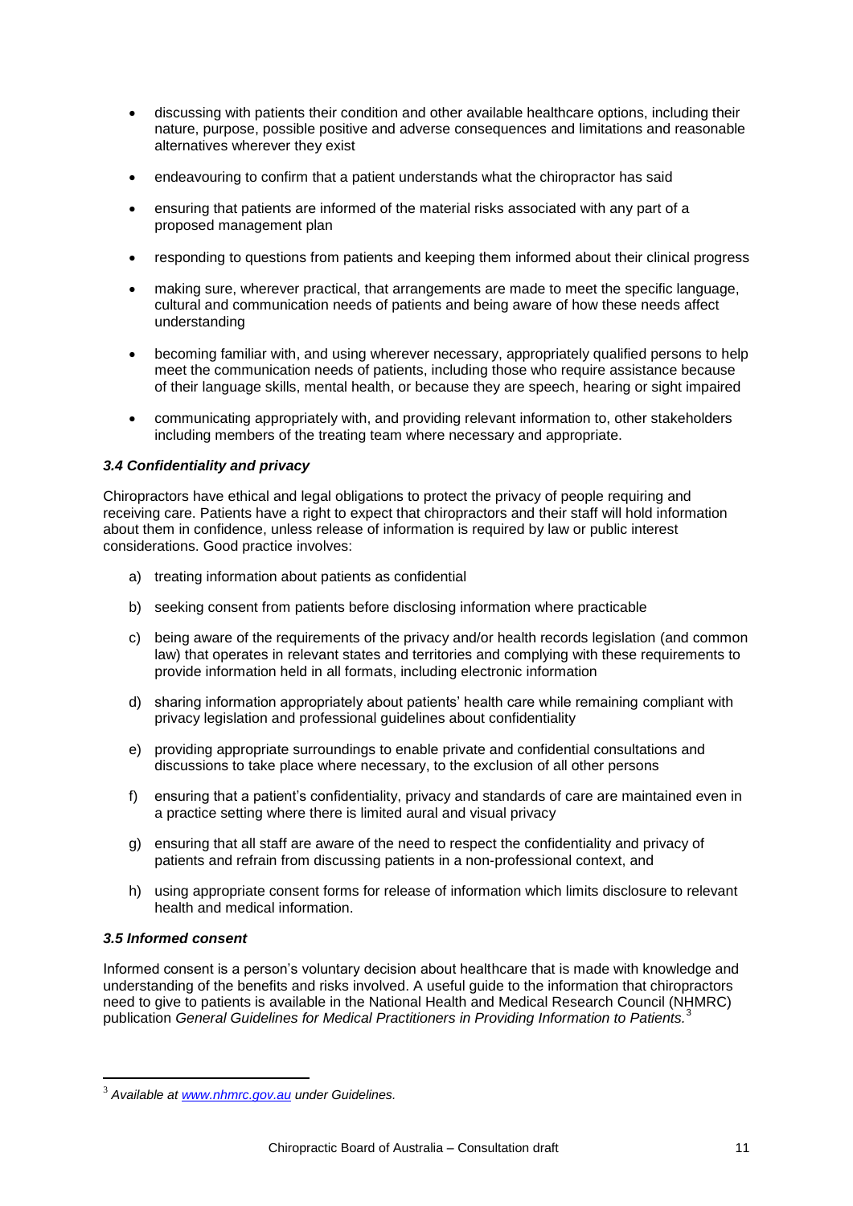- discussing with patients their condition and other available healthcare options, including their nature, purpose, possible positive and adverse consequences and limitations and reasonable alternatives wherever they exist
- endeavouring to confirm that a patient understands what the chiropractor has said
- ensuring that patients are informed of the material risks associated with any part of a proposed management plan
- responding to questions from patients and keeping them informed about their clinical progress
- making sure, wherever practical, that arrangements are made to meet the specific language, cultural and communication needs of patients and being aware of how these needs affect understanding
- becoming familiar with, and using wherever necessary, appropriately qualified persons to help meet the communication needs of patients, including those who require assistance because of their language skills, mental health, or because they are speech, hearing or sight impaired
- communicating appropriately with, and providing relevant information to, other stakeholders including members of the treating team where necessary and appropriate.

### *3.4 Confidentiality and privacy*

Chiropractors have ethical and legal obligations to protect the privacy of people requiring and receiving care. Patients have a right to expect that chiropractors and their staff will hold information about them in confidence, unless release of information is required by law or public interest considerations. Good practice involves:

a) treating information about patients as confidential

b) seeking consent from patients before disclosing information where practicable

c) being aware of the requirements of the privacy and/or health records legislation (and common law) that operates in relevant states and territories and complying with these requirements to provide information held in all formats, including electronic information

d) sharing information appropriately about patients' health care while remaining compliant with privacy legislation and professional guidelines about confidentiality

e) providing appropriate surroundings to enable private and confidential consultations and discussions to take place where necessary, to the exclusion of all other persons

f) ensuring that a patient's confidentiality, privacy and standards of care are maintained even in a practice setting where there is limited aural and visual privacy

g) ensuring that all staff are aware of the need to respect the confidentiality and privacy of patients and refrain from discussing patients in a non-professional context, and

h) using appropriate consent forms for release of information which limits disclosure to relevant health and medical information.

### *3.5 Informed consent*

Informed consent is a person's voluntary decision about healthcare that is made with knowledge and understanding of the benefits and risks involved. A useful guide to the information that chiropractors need to give to patients is available in the National Health and Medical Research Council (NHMRC) publication *General Guidelines for Medical Practitioners in Providing Information to Patients.*[3]

---

[3] *Available at www.nhmrc.gov.au under Guidelines.*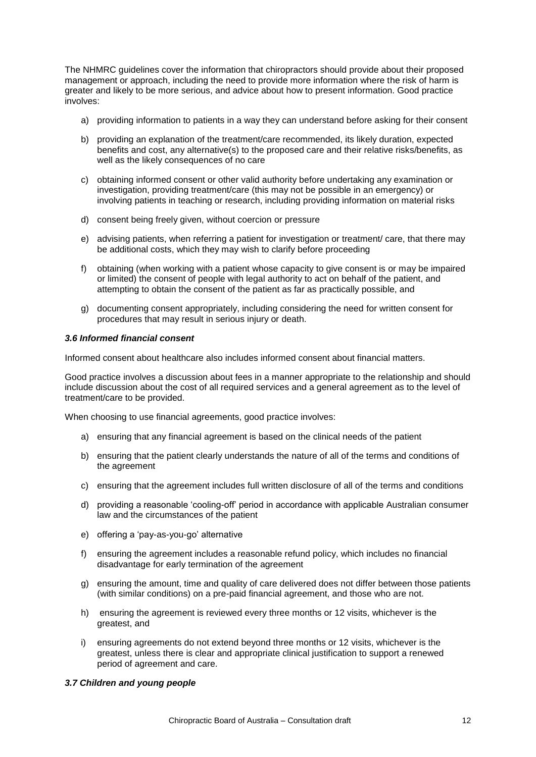The NHMRC guidelines cover the information that chiropractors should provide about their proposed management or approach, including the need to provide more information where the risk of harm is greater and likely to be more serious, and advice about how to present information. Good practice involves:

a) providing information to patients in a way they can understand before asking for their consent

b) providing an explanation of the treatment/care recommended, its likely duration, expected benefits and cost, any alternative(s) to the proposed care and their relative risks/benefits, as well as the likely consequences of no care

c) obtaining informed consent or other valid authority before undertaking any examination or investigation, providing treatment/care (this may not be possible in an emergency) or involving patients in teaching or research, including providing information on material risks

d) consent being freely given, without coercion or pressure

e) advising patients, when referring a patient for investigation or treatment/ care, that there may be additional costs, which they may wish to clarify before proceeding

f) obtaining (when working with a patient whose capacity to give consent is or may be impaired or limited) the consent of people with legal authority to act on behalf of the patient, and attempting to obtain the consent of the patient as far as practically possible, and

g) documenting consent appropriately, including considering the need for written consent for procedures that may result in serious injury or death.

### *3.6 Informed financial consent*

Informed consent about healthcare also includes informed consent about financial matters.

Good practice involves a discussion about fees in a manner appropriate to the relationship and should include discussion about the cost of all required services and a general agreement as to the level of treatment/care to be provided.

When choosing to use financial agreements, good practice involves:

a) ensuring that any financial agreement is based on the clinical needs of the patient

b) ensuring that the patient clearly understands the nature of all of the terms and conditions of the agreement

c) ensuring that the agreement includes full written disclosure of all of the terms and conditions

d) providing a reasonable 'cooling-off' period in accordance with applicable Australian consumer law and the circumstances of the patient

e) offering a 'pay-as-you-go' alternative

f) ensuring the agreement includes a reasonable refund policy, which includes no financial disadvantage for early termination of the agreement

g) ensuring the amount, time and quality of care delivered does not differ between those patients (with similar conditions) on a pre-paid financial agreement, and those who are not.

h) ensuring the agreement is reviewed every three months or 12 visits, whichever is the greatest, and

i) ensuring agreements do not extend beyond three months or 12 visits, whichever is the greatest, unless there is clear and appropriate clinical justification to support a renewed period of agreement and care.

### *3.7 Children and young people*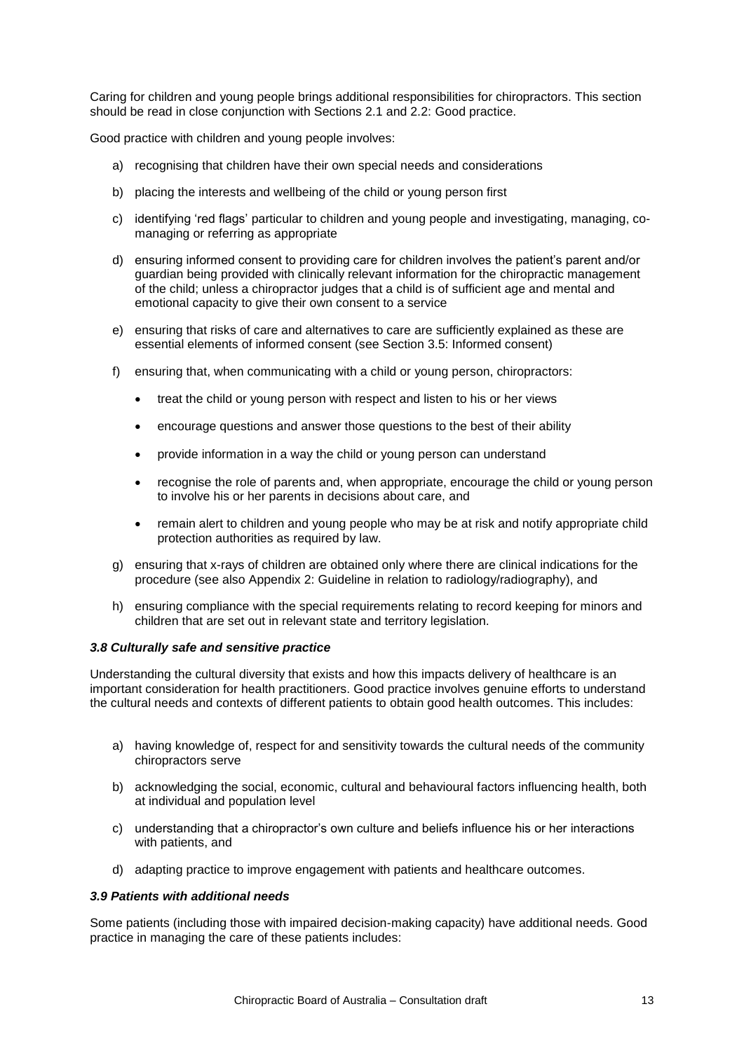Caring for children and young people brings additional responsibilities for chiropractors. This section should be read in close conjunction with Sections 2.1 and 2.2: Good practice.

Good practice with children and young people involves:

a) recognising that children have their own special needs and considerations

b) placing the interests and wellbeing of the child or young person first

c) identifying 'red flags' particular to children and young people and investigating, managing, co-managing or referring as appropriate

d) ensuring informed consent to providing care for children involves the patient's parent and/or guardian being provided with clinically relevant information for the chiropractic management of the child; unless a chiropractor judges that a child is of sufficient age and mental and emotional capacity to give their own consent to a service

e) ensuring that risks of care and alternatives to care are sufficiently explained as these are essential elements of informed consent (see Section 3.5: Informed consent)

f) ensuring that, when communicating with a child or young person, chiropractors:

- treat the child or young person with respect and listen to his or her views
- encourage questions and answer those questions to the best of their ability
- provide information in a way the child or young person can understand
- recognise the role of parents and, when appropriate, encourage the child or young person to involve his or her parents in decisions about care, and
- remain alert to children and young people who may be at risk and notify appropriate child protection authorities as required by law.

g) ensuring that x-rays of children are obtained only where there are clinical indications for the procedure (see also Appendix 2: Guideline in relation to radiology/radiography), and

h) ensuring compliance with the special requirements relating to record keeping for minors and children that are set out in relevant state and territory legislation.

### *3.8 Culturally safe and sensitive practice*

Understanding the cultural diversity that exists and how this impacts delivery of healthcare is an important consideration for health practitioners. Good practice involves genuine efforts to understand the cultural needs and contexts of different patients to obtain good health outcomes. This includes:

a) having knowledge of, respect for and sensitivity towards the cultural needs of the community chiropractors serve

b) acknowledging the social, economic, cultural and behavioural factors influencing health, both at individual and population level

c) understanding that a chiropractor's own culture and beliefs influence his or her interactions with patients, and

d) adapting practice to improve engagement with patients and healthcare outcomes.

### *3.9 Patients with additional needs*

Some patients (including those with impaired decision-making capacity) have additional needs. Good practice in managing the care of these patients includes: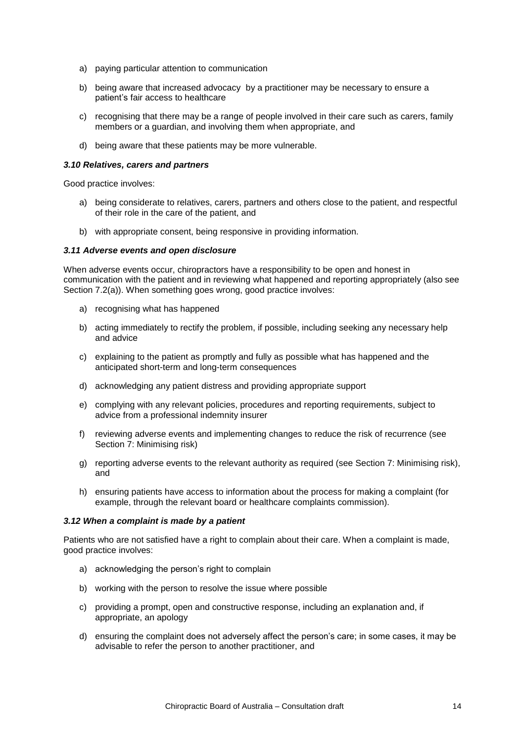a) paying particular attention to communication

b) being aware that increased advocacy by a practitioner may be necessary to ensure a patient's fair access to healthcare

c) recognising that there may be a range of people involved in their care such as carers, family members or a guardian, and involving them when appropriate, and

d) being aware that these patients may be more vulnerable.

### *3.10 Relatives, carers and partners*

Good practice involves:

a) being considerate to relatives, carers, partners and others close to the patient, and respectful of their role in the care of the patient, and

b) with appropriate consent, being responsive in providing information.

### *3.11 Adverse events and open disclosure*

When adverse events occur, chiropractors have a responsibility to be open and honest in communication with the patient and in reviewing what happened and reporting appropriately (also see Section 7.2(a)). When something goes wrong, good practice involves:

a) recognising what has happened

b) acting immediately to rectify the problem, if possible, including seeking any necessary help and advice

c) explaining to the patient as promptly and fully as possible what has happened and the anticipated short-term and long-term consequences

d) acknowledging any patient distress and providing appropriate support

e) complying with any relevant policies, procedures and reporting requirements, subject to advice from a professional indemnity insurer

f) reviewing adverse events and implementing changes to reduce the risk of recurrence (see Section 7: Minimising risk)

g) reporting adverse events to the relevant authority as required (see Section 7: Minimising risk), and

h) ensuring patients have access to information about the process for making a complaint (for example, through the relevant board or healthcare complaints commission).

### *3.12 When a complaint is made by a patient*

Patients who are not satisfied have a right to complain about their care. When a complaint is made, good practice involves:

a) acknowledging the person's right to complain

b) working with the person to resolve the issue where possible

c) providing a prompt, open and constructive response, including an explanation and, if appropriate, an apology

d) ensuring the complaint does not adversely affect the person's care; in some cases, it may be advisable to refer the person to another practitioner, and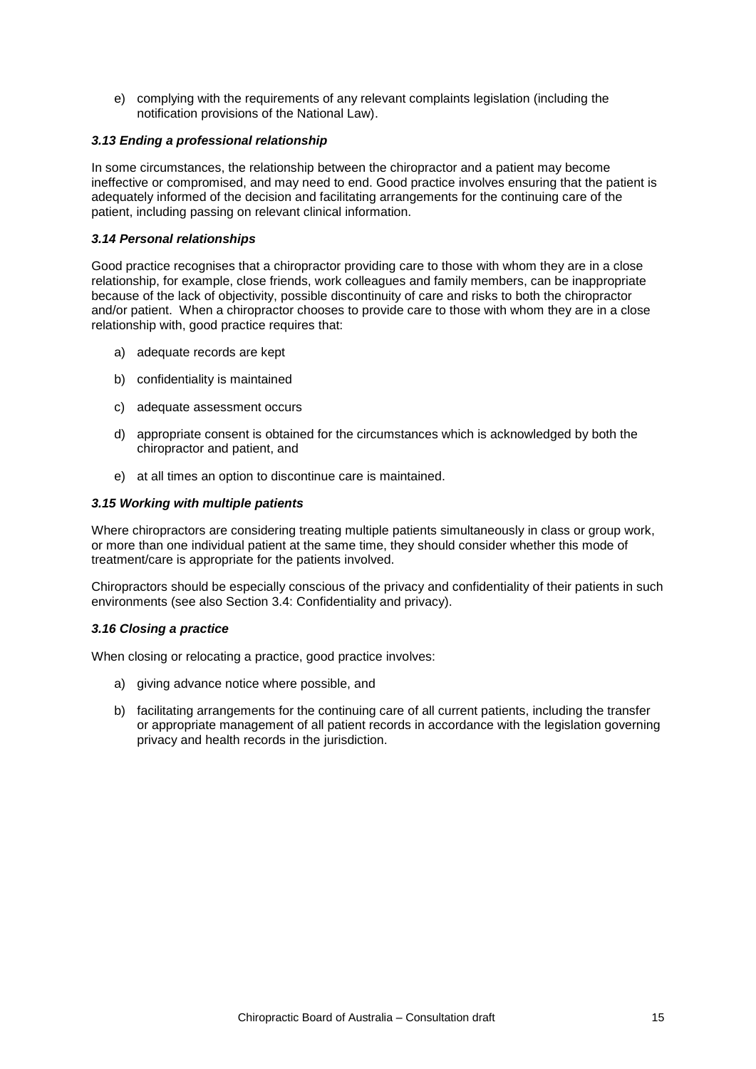e) complying with the requirements of any relevant complaints legislation (including the notification provisions of the National Law).

### ***3.13 Ending a professional relationship***

In some circumstances, the relationship between the chiropractor and a patient may become ineffective or compromised, and may need to end. Good practice involves ensuring that the patient is adequately informed of the decision and facilitating arrangements for the continuing care of the patient, including passing on relevant clinical information.

### ***3.14 Personal relationships***

Good practice recognises that a chiropractor providing care to those with whom they are in a close relationship, for example, close friends, work colleagues and family members, can be inappropriate because of the lack of objectivity, possible discontinuity of care and risks to both the chiropractor and/or patient. When a chiropractor chooses to provide care to those with whom they are in a close relationship with, good practice requires that:

a) adequate records are kept

b) confidentiality is maintained

c) adequate assessment occurs

d) appropriate consent is obtained for the circumstances which is acknowledged by both the chiropractor and patient, and

e) at all times an option to discontinue care is maintained.

### ***3.15 Working with multiple patients***

Where chiropractors are considering treating multiple patients simultaneously in class or group work, or more than one individual patient at the same time, they should consider whether this mode of treatment/care is appropriate for the patients involved.

Chiropractors should be especially conscious of the privacy and confidentiality of their patients in such environments (see also Section 3.4: Confidentiality and privacy).

### ***3.16 Closing a practice***

When closing or relocating a practice, good practice involves:

a) giving advance notice where possible, and

b) facilitating arrangements for the continuing care of all current patients, including the transfer or appropriate management of all patient records in accordance with the legislation governing privacy and health records in the jurisdiction.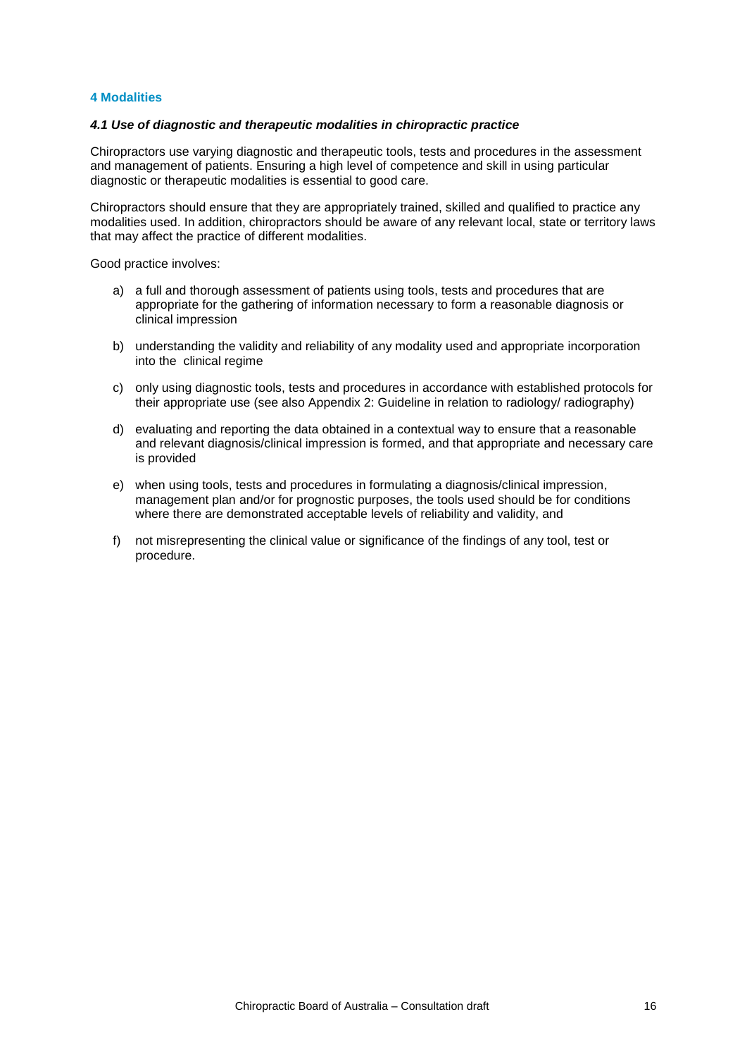## 4 Modalities

### *4.1 Use of diagnostic and therapeutic modalities in chiropractic practice*

Chiropractors use varying diagnostic and therapeutic tools, tests and procedures in the assessment and management of patients. Ensuring a high level of competence and skill in using particular diagnostic or therapeutic modalities is essential to good care.

Chiropractors should ensure that they are appropriately trained, skilled and qualified to practice any modalities used. In addition, chiropractors should be aware of any relevant local, state or territory laws that may affect the practice of different modalities.

Good practice involves:

a) a full and thorough assessment of patients using tools, tests and procedures that are appropriate for the gathering of information necessary to form a reasonable diagnosis or clinical impression

b) understanding the validity and reliability of any modality used and appropriate incorporation into the clinical regime

c) only using diagnostic tools, tests and procedures in accordance with established protocols for their appropriate use (see also Appendix 2: Guideline in relation to radiology/ radiography)

d) evaluating and reporting the data obtained in a contextual way to ensure that a reasonable and relevant diagnosis/clinical impression is formed, and that appropriate and necessary care is provided

e) when using tools, tests and procedures in formulating a diagnosis/clinical impression, management plan and/or for prognostic purposes, the tools used should be for conditions where there are demonstrated acceptable levels of reliability and validity, and

f) not misrepresenting the clinical value or significance of the findings of any tool, test or procedure.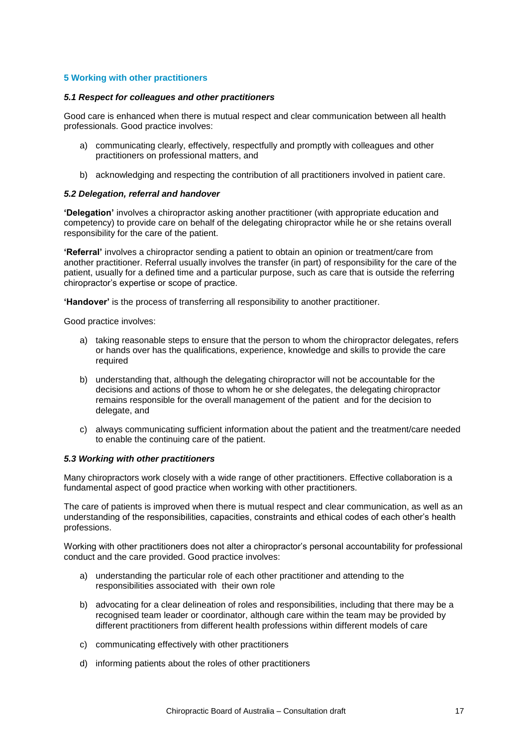## 5 Working with other practitioners

### *5.1 Respect for colleagues and other practitioners*

Good care is enhanced when there is mutual respect and clear communication between all health professionals. Good practice involves:

a) communicating clearly, effectively, respectfully and promptly with colleagues and other practitioners on professional matters, and

b) acknowledging and respecting the contribution of all practitioners involved in patient care.

### *5.2 Delegation, referral and handover*

**'Delegation'** involves a chiropractor asking another practitioner (with appropriate education and competency) to provide care on behalf of the delegating chiropractor while he or she retains overall responsibility for the care of the patient.

**'Referral'** involves a chiropractor sending a patient to obtain an opinion or treatment/care from another practitioner. Referral usually involves the transfer (in part) of responsibility for the care of the patient, usually for a defined time and a particular purpose, such as care that is outside the referring chiropractor's expertise or scope of practice.

**'Handover'** is the process of transferring all responsibility to another practitioner.

Good practice involves:

a) taking reasonable steps to ensure that the person to whom the chiropractor delegates, refers or hands over has the qualifications, experience, knowledge and skills to provide the care required

b) understanding that, although the delegating chiropractor will not be accountable for the decisions and actions of those to whom he or she delegates, the delegating chiropractor remains responsible for the overall management of the patient and for the decision to delegate, and

c) always communicating sufficient information about the patient and the treatment/care needed to enable the continuing care of the patient.

### *5.3 Working with other practitioners*

Many chiropractors work closely with a wide range of other practitioners. Effective collaboration is a fundamental aspect of good practice when working with other practitioners.

The care of patients is improved when there is mutual respect and clear communication, as well as an understanding of the responsibilities, capacities, constraints and ethical codes of each other's health professions.

Working with other practitioners does not alter a chiropractor's personal accountability for professional conduct and the care provided. Good practice involves:

a) understanding the particular role of each other practitioner and attending to the responsibilities associated with their own role

b) advocating for a clear delineation of roles and responsibilities, including that there may be a recognised team leader or coordinator, although care within the team may be provided by different practitioners from different health professions within different models of care

c) communicating effectively with other practitioners

d) informing patients about the roles of other practitioners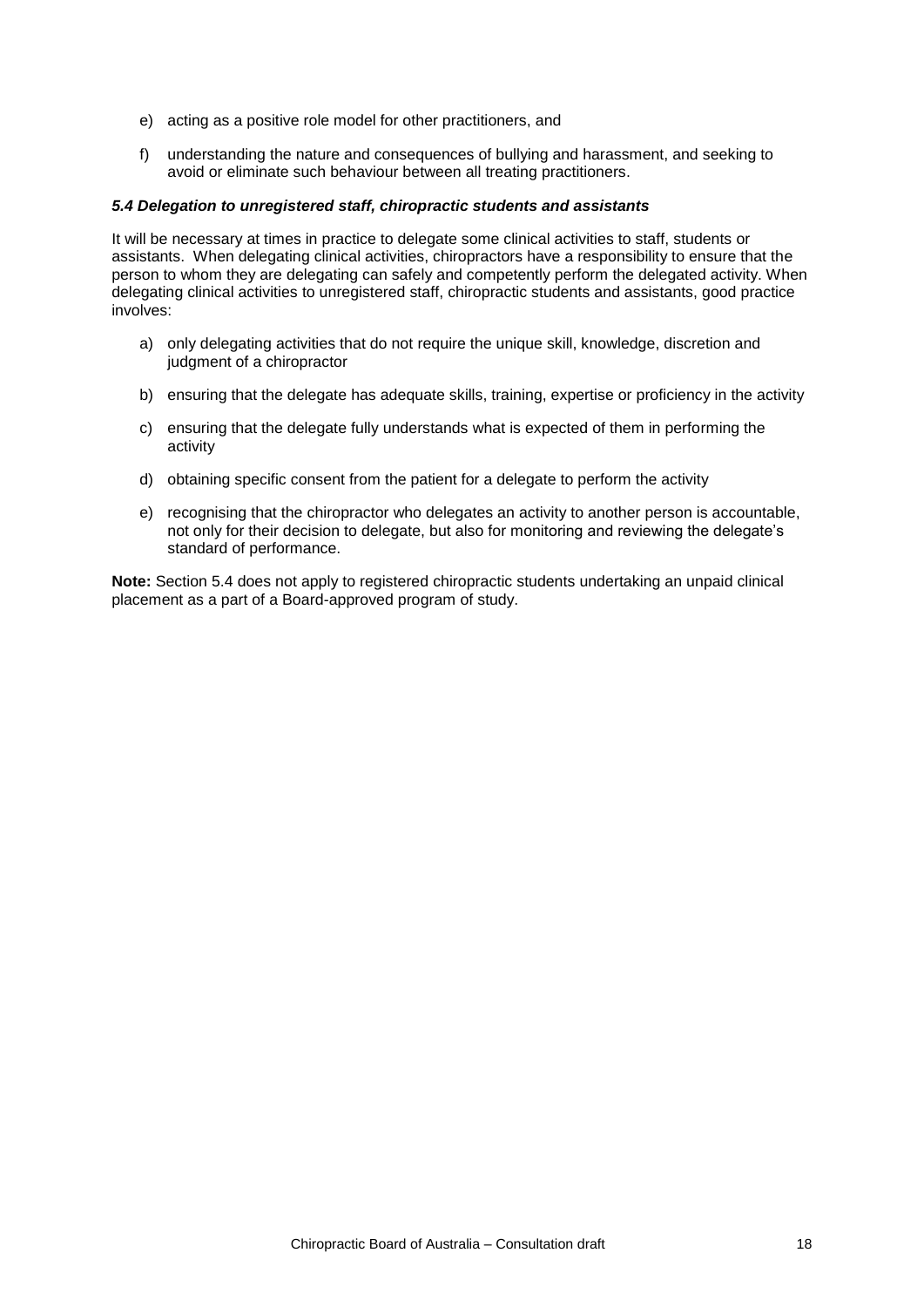e) acting as a positive role model for other practitioners, and

f) understanding the nature and consequences of bullying and harassment, and seeking to avoid or eliminate such behaviour between all treating practitioners.

#### *5.4 Delegation to unregistered staff, chiropractic students and assistants*

It will be necessary at times in practice to delegate some clinical activities to staff, students or assistants. When delegating clinical activities, chiropractors have a responsibility to ensure that the person to whom they are delegating can safely and competently perform the delegated activity. When delegating clinical activities to unregistered staff, chiropractic students and assistants, good practice involves:

a) only delegating activities that do not require the unique skill, knowledge, discretion and judgment of a chiropractor

b) ensuring that the delegate has adequate skills, training, expertise or proficiency in the activity

c) ensuring that the delegate fully understands what is expected of them in performing the activity

d) obtaining specific consent from the patient for a delegate to perform the activity

e) recognising that the chiropractor who delegates an activity to another person is accountable, not only for their decision to delegate, but also for monitoring and reviewing the delegate's standard of performance.

**Note:** Section 5.4 does not apply to registered chiropractic students undertaking an unpaid clinical placement as a part of a Board-approved program of study.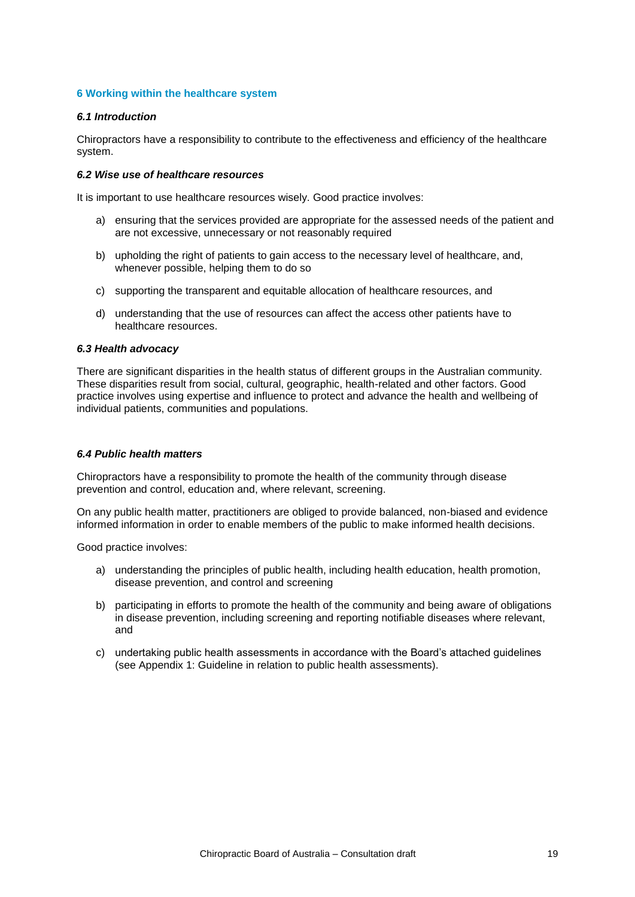## 6 Working within the healthcare system

### *6.1 Introduction*

Chiropractors have a responsibility to contribute to the effectiveness and efficiency of the healthcare system.

### *6.2 Wise use of healthcare resources*

It is important to use healthcare resources wisely. Good practice involves:

a) ensuring that the services provided are appropriate for the assessed needs of the patient and are not excessive, unnecessary or not reasonably required

b) upholding the right of patients to gain access to the necessary level of healthcare, and, whenever possible, helping them to do so

c) supporting the transparent and equitable allocation of healthcare resources, and

d) understanding that the use of resources can affect the access other patients have to healthcare resources.

### *6.3 Health advocacy*

There are significant disparities in the health status of different groups in the Australian community. These disparities result from social, cultural, geographic, health-related and other factors. Good practice involves using expertise and influence to protect and advance the health and wellbeing of individual patients, communities and populations.

### *6.4 Public health matters*

Chiropractors have a responsibility to promote the health of the community through disease prevention and control, education and, where relevant, screening.

On any public health matter, practitioners are obliged to provide balanced, non-biased and evidence informed information in order to enable members of the public to make informed health decisions.

Good practice involves:

a) understanding the principles of public health, including health education, health promotion, disease prevention, and control and screening

b) participating in efforts to promote the health of the community and being aware of obligations in disease prevention, including screening and reporting notifiable diseases where relevant, and

c) undertaking public health assessments in accordance with the Board's attached guidelines (see Appendix 1: Guideline in relation to public health assessments).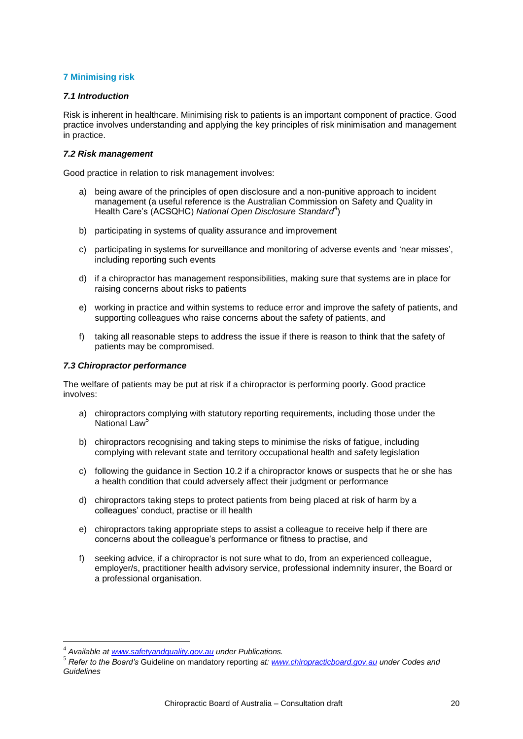## 7 Minimising risk

### *7.1 Introduction*

Risk is inherent in healthcare. Minimising risk to patients is an important component of practice. Good practice involves understanding and applying the key principles of risk minimisation and management in practice.

### *7.2 Risk management*

Good practice in relation to risk management involves:

a) being aware of the principles of open disclosure and a non-punitive approach to incident management (a useful reference is the Australian Commission on Safety and Quality in Health Care's (ACSQHC) *National Open Disclosure Standard*[4])

b) participating in systems of quality assurance and improvement

c) participating in systems for surveillance and monitoring of adverse events and 'near misses', including reporting such events

d) if a chiropractor has management responsibilities, making sure that systems are in place for raising concerns about risks to patients

e) working in practice and within systems to reduce error and improve the safety of patients, and supporting colleagues who raise concerns about the safety of patients, and

f) taking all reasonable steps to address the issue if there is reason to think that the safety of patients may be compromised.

### *7.3 Chiropractor performance*

The welfare of patients may be put at risk if a chiropractor is performing poorly. Good practice involves:

a) chiropractors complying with statutory reporting requirements, including those under the National Law[5]

b) chiropractors recognising and taking steps to minimise the risks of fatigue, including complying with relevant state and territory occupational health and safety legislation

c) following the guidance in Section 10.2 if a chiropractor knows or suspects that he or she has a health condition that could adversely affect their judgment or performance

d) chiropractors taking steps to protect patients from being placed at risk of harm by a colleagues' conduct, practise or ill health

e) chiropractors taking appropriate steps to assist a colleague to receive help if there are concerns about the colleague's performance or fitness to practise, and

f) seeking advice, if a chiropractor is not sure what to do, from an experienced colleague, employer/s, practitioner health advisory service, professional indemnity insurer, the Board or a professional organisation.

---

[4] *Available at www.safetyandquality.gov.au under Publications.*

[5] *Refer to the Board's* Guideline on mandatory reporting *at: www.chiropracticboard.gov.au under Codes and Guidelines*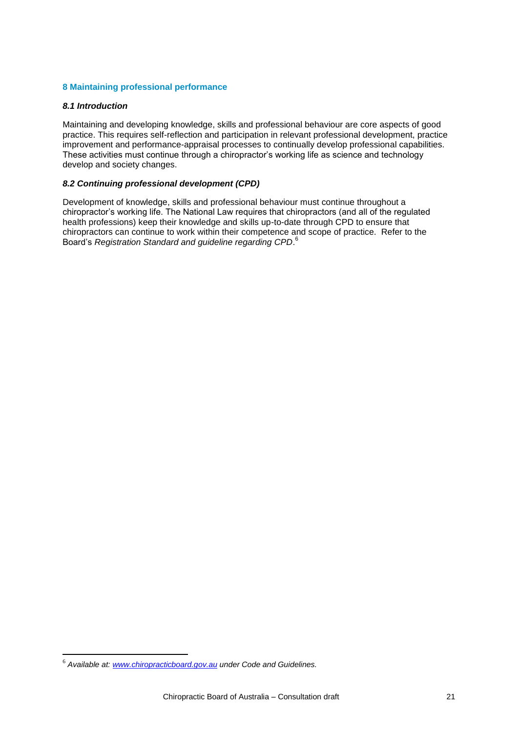## 8 Maintaining professional performance

### *8.1 Introduction*

Maintaining and developing knowledge, skills and professional behaviour are core aspects of good practice. This requires self-reflection and participation in relevant professional development, practice improvement and performance-appraisal processes to continually develop professional capabilities. These activities must continue through a chiropractor's working life as science and technology develop and society changes.

### *8.2 Continuing professional development (CPD)*

Development of knowledge, skills and professional behaviour must continue throughout a chiropractor's working life. The National Law requires that chiropractors (and all of the regulated health professions) keep their knowledge and skills up-to-date through CPD to ensure that chiropractors can continue to work within their competence and scope of practice. Refer to the Board's *Registration Standard and guideline regarding CPD*.[6]

---

[6] *Available at: [www.chiropracticboard.gov.au](http://www.chiropracticboard.gov.au) under Code and Guidelines.*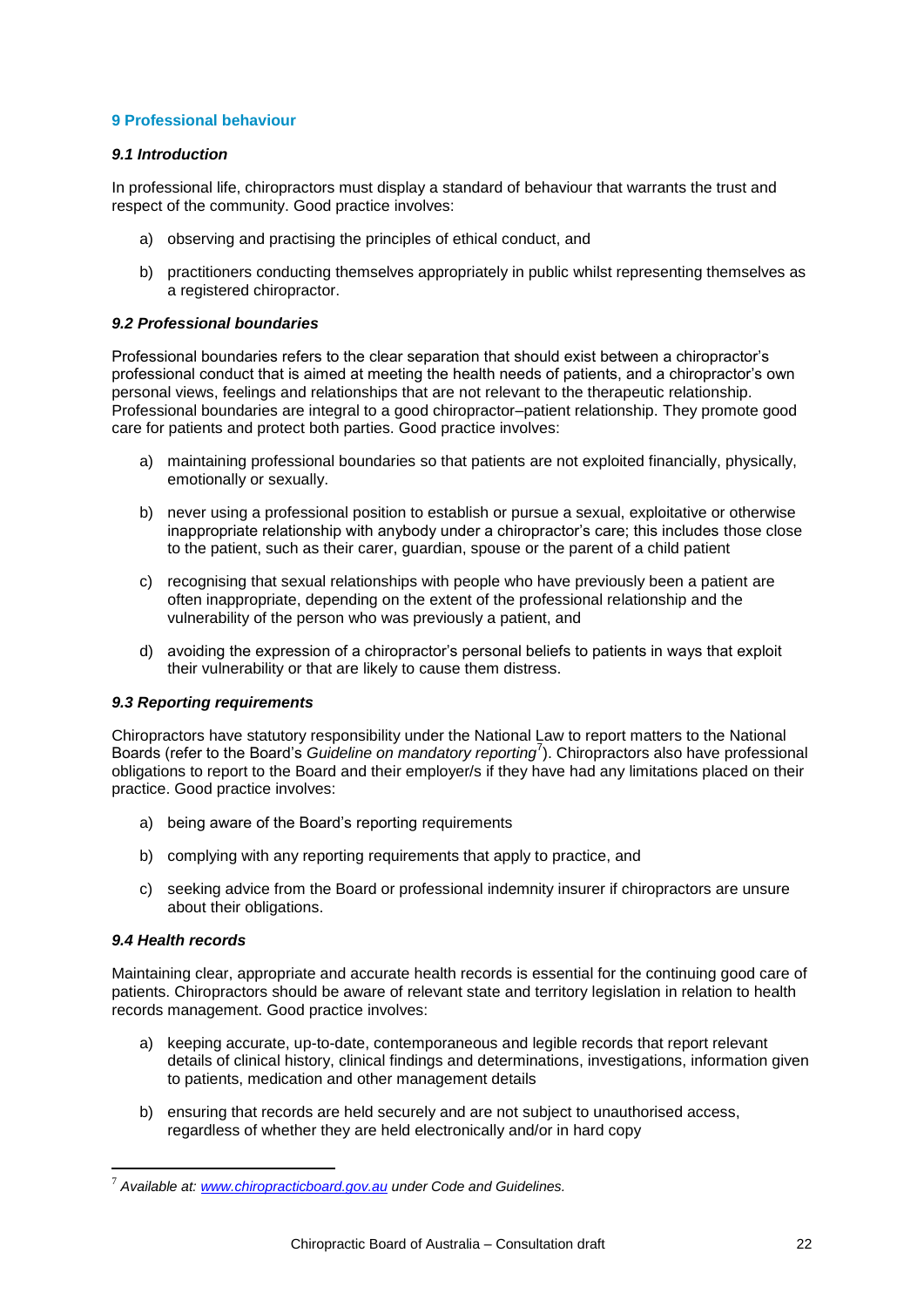## 9 Professional behaviour

### *9.1 Introduction*

In professional life, chiropractors must display a standard of behaviour that warrants the trust and respect of the community. Good practice involves:

a) observing and practising the principles of ethical conduct, and

b) practitioners conducting themselves appropriately in public whilst representing themselves as a registered chiropractor.

### *9.2 Professional boundaries*

Professional boundaries refers to the clear separation that should exist between a chiropractor's professional conduct that is aimed at meeting the health needs of patients, and a chiropractor's own personal views, feelings and relationships that are not relevant to the therapeutic relationship. Professional boundaries are integral to a good chiropractor–patient relationship. They promote good care for patients and protect both parties. Good practice involves:

a) maintaining professional boundaries so that patients are not exploited financially, physically, emotionally or sexually.

b) never using a professional position to establish or pursue a sexual, exploitative or otherwise inappropriate relationship with anybody under a chiropractor's care; this includes those close to the patient, such as their carer, guardian, spouse or the parent of a child patient

c) recognising that sexual relationships with people who have previously been a patient are often inappropriate, depending on the extent of the professional relationship and the vulnerability of the person who was previously a patient, and

d) avoiding the expression of a chiropractor's personal beliefs to patients in ways that exploit their vulnerability or that are likely to cause them distress.

### *9.3 Reporting requirements*

Chiropractors have statutory responsibility under the National Law to report matters to the National Boards (refer to the Board's *Guideline on mandatory reporting*[7]). Chiropractors also have professional obligations to report to the Board and their employer/s if they have had any limitations placed on their practice. Good practice involves:

a) being aware of the Board's reporting requirements

b) complying with any reporting requirements that apply to practice, and

c) seeking advice from the Board or professional indemnity insurer if chiropractors are unsure about their obligations.

### *9.4 Health records*

Maintaining clear, appropriate and accurate health records is essential for the continuing good care of patients. Chiropractors should be aware of relevant state and territory legislation in relation to health records management. Good practice involves:

a) keeping accurate, up-to-date, contemporaneous and legible records that report relevant details of clinical history, clinical findings and determinations, investigations, information given to patients, medication and other management details

b) ensuring that records are held securely and are not subject to unauthorised access, regardless of whether they are held electronically and/or in hard copy

---

[7] *Available at: www.chiropracticboard.gov.au under Code and Guidelines.*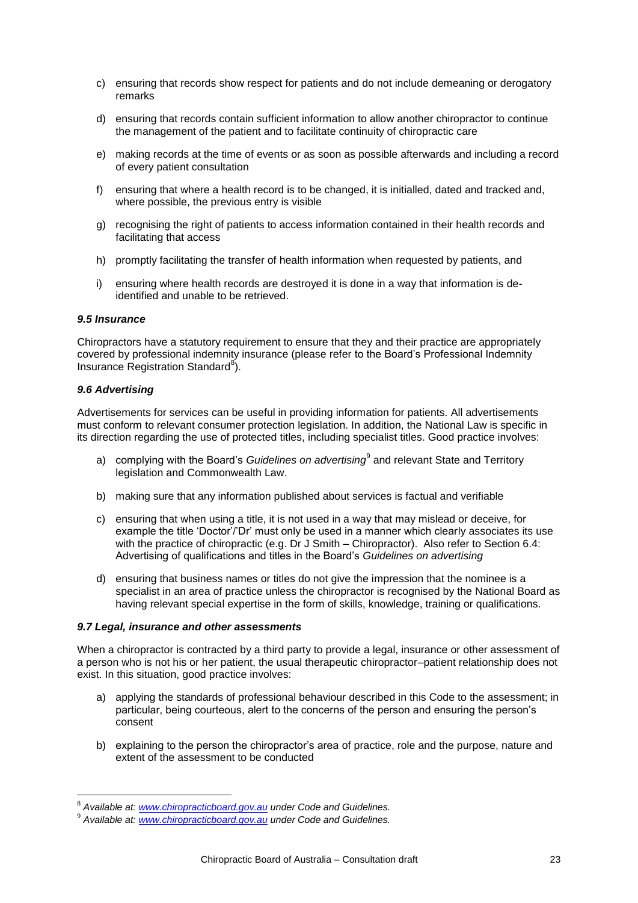c) ensuring that records show respect for patients and do not include demeaning or derogatory remarks

d) ensuring that records contain sufficient information to allow another chiropractor to continue the management of the patient and to facilitate continuity of chiropractic care

e) making records at the time of events or as soon as possible afterwards and including a record of every patient consultation

f) ensuring that where a health record is to be changed, it is initialled, dated and tracked and, where possible, the previous entry is visible

g) recognising the right of patients to access information contained in their health records and facilitating that access

h) promptly facilitating the transfer of health information when requested by patients, and

i) ensuring where health records are destroyed it is done in a way that information is de-identified and unable to be retrieved.

### *9.5 Insurance*

Chiropractors have a statutory requirement to ensure that they and their practice are appropriately covered by professional indemnity insurance (please refer to the Board's Professional Indemnity Insurance Registration Standard[8]).

### *9.6 Advertising*

Advertisements for services can be useful in providing information for patients. All advertisements must conform to relevant consumer protection legislation. In addition, the National Law is specific in its direction regarding the use of protected titles, including specialist titles. Good practice involves:

a) complying with the Board's *Guidelines on advertising*[9] and relevant State and Territory legislation and Commonwealth Law.

b) making sure that any information published about services is factual and verifiable

c) ensuring that when using a title, it is not used in a way that may mislead or deceive, for example the title 'Doctor'/'Dr' must only be used in a manner which clearly associates its use with the practice of chiropractic (e.g. Dr J Smith – Chiropractor). Also refer to Section 6.4: Advertising of qualifications and titles in the Board's *Guidelines on advertising*

d) ensuring that business names or titles do not give the impression that the nominee is a specialist in an area of practice unless the chiropractor is recognised by the National Board as having relevant special expertise in the form of skills, knowledge, training or qualifications.

### *9.7 Legal, insurance and other assessments*

When a chiropractor is contracted by a third party to provide a legal, insurance or other assessment of a person who is not his or her patient, the usual therapeutic chiropractor–patient relationship does not exist. In this situation, good practice involves:

a) applying the standards of professional behaviour described in this Code to the assessment; in particular, being courteous, alert to the concerns of the person and ensuring the person's consent

b) explaining to the person the chiropractor's area of practice, role and the purpose, nature and extent of the assessment to be conducted

---

[8] *Available at: www.chiropracticboard.gov.au under Code and Guidelines.*

[9] *Available at: www.chiropracticboard.gov.au under Code and Guidelines.*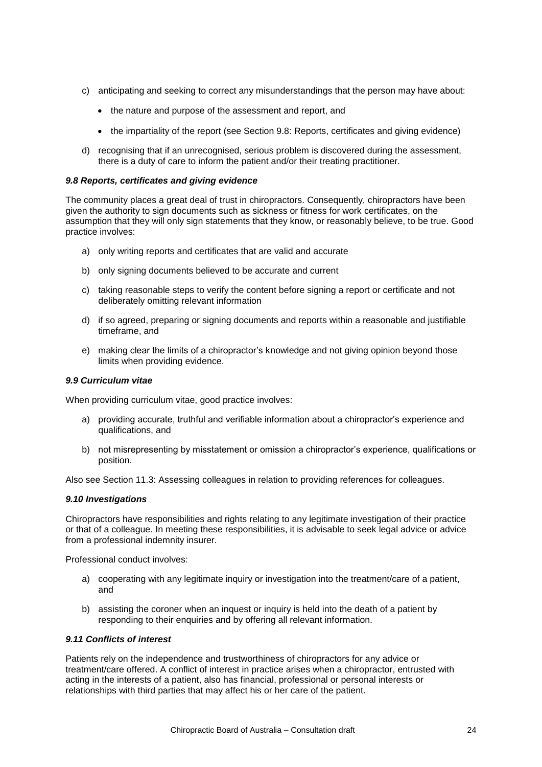c) anticipating and seeking to correct any misunderstandings that the person may have about:

   - the nature and purpose of the assessment and report, and
   - the impartiality of the report (see Section 9.8: Reports, certificates and giving evidence)

d) recognising that if an unrecognised, serious problem is discovered during the assessment, there is a duty of care to inform the patient and/or their treating practitioner.

### *9.8 Reports, certificates and giving evidence*

The community places a great deal of trust in chiropractors. Consequently, chiropractors have been given the authority to sign documents such as sickness or fitness for work certificates, on the assumption that they will only sign statements that they know, or reasonably believe, to be true. Good practice involves:

a) only writing reports and certificates that are valid and accurate

b) only signing documents believed to be accurate and current

c) taking reasonable steps to verify the content before signing a report or certificate and not deliberately omitting relevant information

d) if so agreed, preparing or signing documents and reports within a reasonable and justifiable timeframe, and

e) making clear the limits of a chiropractor's knowledge and not giving opinion beyond those limits when providing evidence.

### *9.9 Curriculum vitae*

When providing curriculum vitae, good practice involves:

a) providing accurate, truthful and verifiable information about a chiropractor's experience and qualifications, and

b) not misrepresenting by misstatement or omission a chiropractor's experience, qualifications or position.

Also see Section 11.3: Assessing colleagues in relation to providing references for colleagues.

### *9.10 Investigations*

Chiropractors have responsibilities and rights relating to any legitimate investigation of their practice or that of a colleague. In meeting these responsibilities, it is advisable to seek legal advice or advice from a professional indemnity insurer.

Professional conduct involves:

a) cooperating with any legitimate inquiry or investigation into the treatment/care of a patient, and

b) assisting the coroner when an inquest or inquiry is held into the death of a patient by responding to their enquiries and by offering all relevant information.

### *9.11 Conflicts of interest*

Patients rely on the independence and trustworthiness of chiropractors for any advice or treatment/care offered. A conflict of interest in practice arises when a chiropractor, entrusted with acting in the interests of a patient, also has financial, professional or personal interests or relationships with third parties that may affect his or her care of the patient.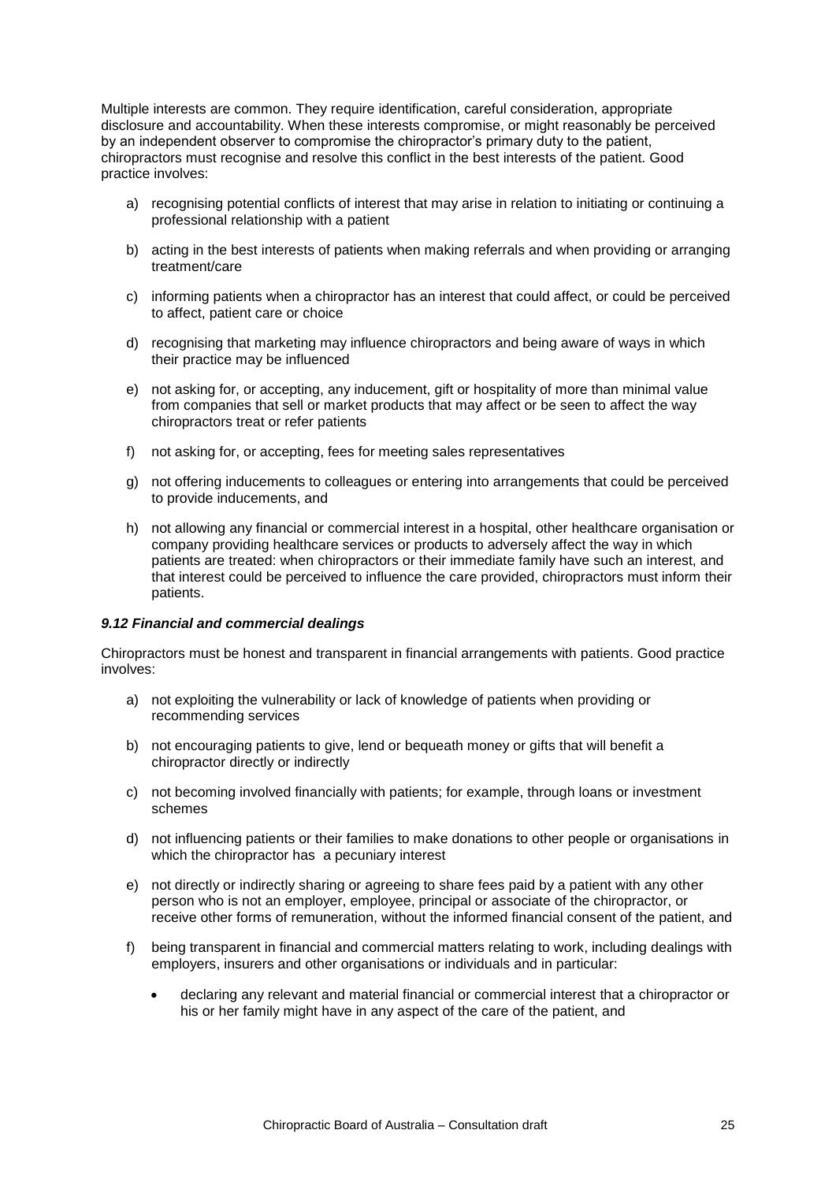Multiple interests are common. They require identification, careful consideration, appropriate disclosure and accountability. When these interests compromise, or might reasonably be perceived by an independent observer to compromise the chiropractor's primary duty to the patient, chiropractors must recognise and resolve this conflict in the best interests of the patient. Good practice involves:

a) recognising potential conflicts of interest that may arise in relation to initiating or continuing a professional relationship with a patient

b) acting in the best interests of patients when making referrals and when providing or arranging treatment/care

c) informing patients when a chiropractor has an interest that could affect, or could be perceived to affect, patient care or choice

d) recognising that marketing may influence chiropractors and being aware of ways in which their practice may be influenced

e) not asking for, or accepting, any inducement, gift or hospitality of more than minimal value from companies that sell or market products that may affect or be seen to affect the way chiropractors treat or refer patients

f) not asking for, or accepting, fees for meeting sales representatives

g) not offering inducements to colleagues or entering into arrangements that could be perceived to provide inducements, and

h) not allowing any financial or commercial interest in a hospital, other healthcare organisation or company providing healthcare services or products to adversely affect the way in which patients are treated: when chiropractors or their immediate family have such an interest, and that interest could be perceived to influence the care provided, chiropractors must inform their patients.

### *9.12 Financial and commercial dealings*

Chiropractors must be honest and transparent in financial arrangements with patients. Good practice involves:

a) not exploiting the vulnerability or lack of knowledge of patients when providing or recommending services

b) not encouraging patients to give, lend or bequeath money or gifts that will benefit a chiropractor directly or indirectly

c) not becoming involved financially with patients; for example, through loans or investment schemes

d) not influencing patients or their families to make donations to other people or organisations in which the chiropractor has a pecuniary interest

e) not directly or indirectly sharing or agreeing to share fees paid by a patient with any other person who is not an employer, employee, principal or associate of the chiropractor, or receive other forms of remuneration, without the informed financial consent of the patient, and

f) being transparent in financial and commercial matters relating to work, including dealings with employers, insurers and other organisations or individuals and in particular:

- declaring any relevant and material financial or commercial interest that a chiropractor or his or her family might have in any aspect of the care of the patient, and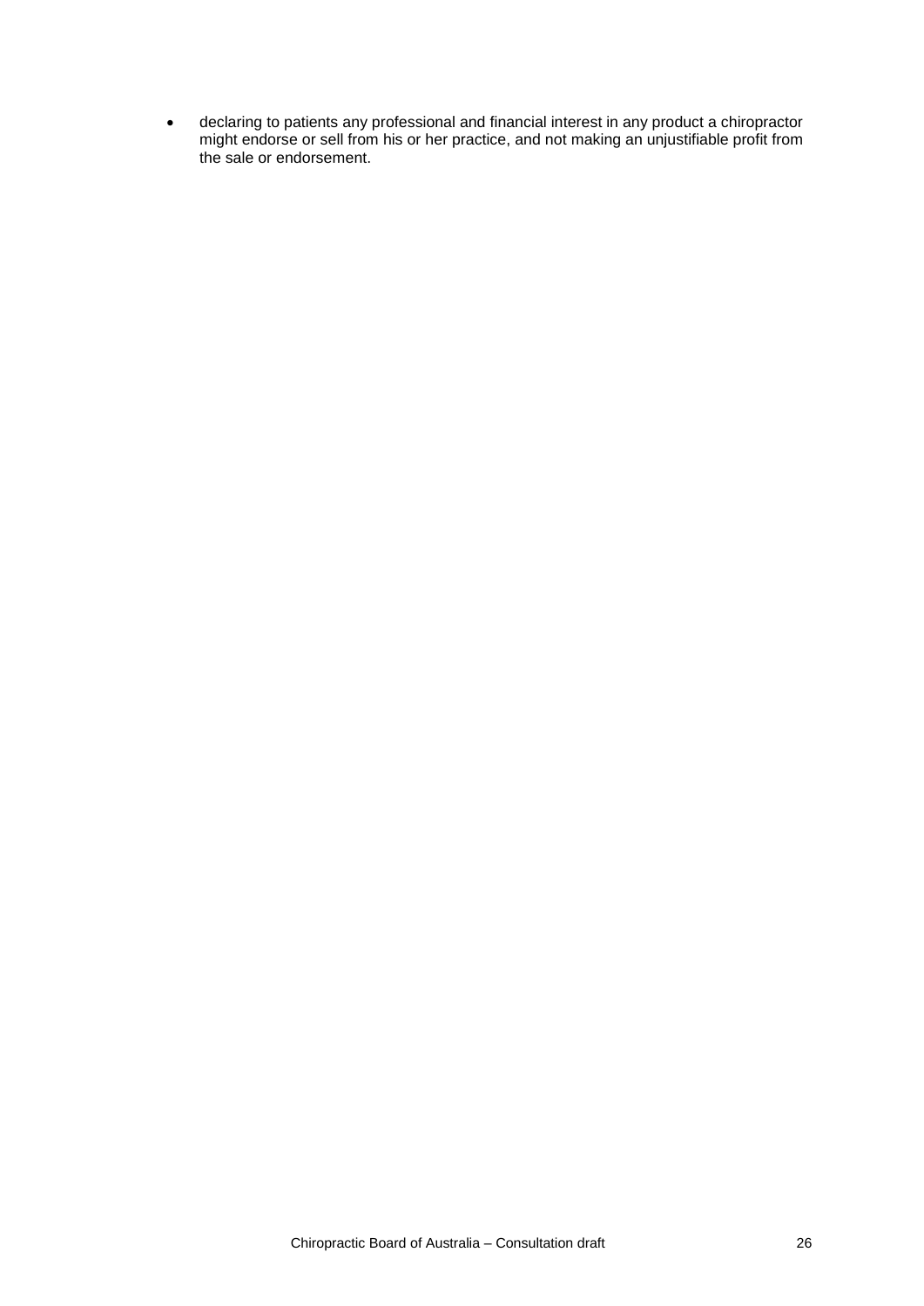- declaring to patients any professional and financial interest in any product a chiropractor might endorse or sell from his or her practice, and not making an unjustifiable profit from the sale or endorsement.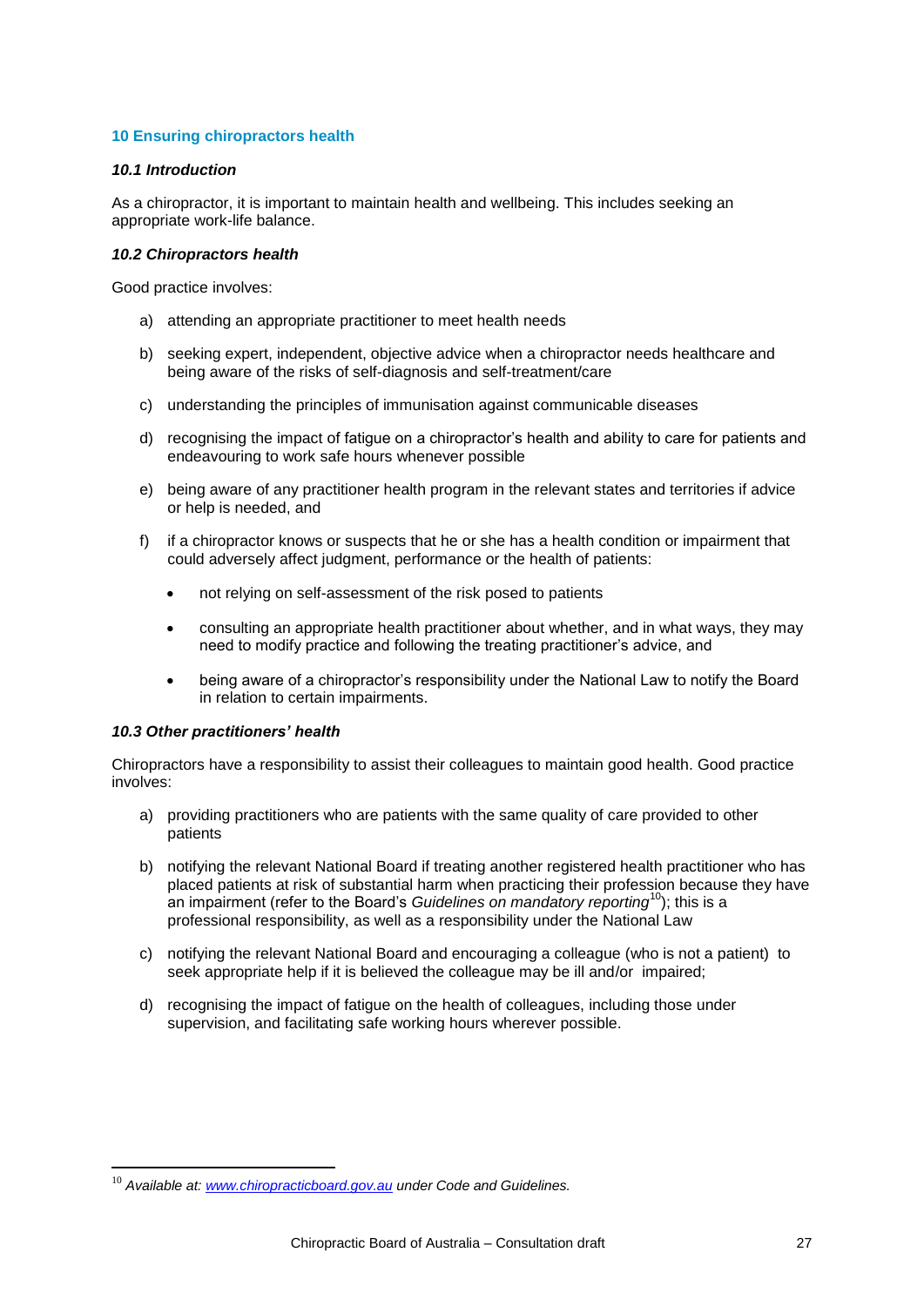## 10 Ensuring chiropractors health

### *10.1 Introduction*

As a chiropractor, it is important to maintain health and wellbeing. This includes seeking an appropriate work-life balance.

### *10.2 Chiropractors health*

Good practice involves:

a) attending an appropriate practitioner to meet health needs

b) seeking expert, independent, objective advice when a chiropractor needs healthcare and being aware of the risks of self-diagnosis and self-treatment/care

c) understanding the principles of immunisation against communicable diseases

d) recognising the impact of fatigue on a chiropractor's health and ability to care for patients and endeavouring to work safe hours whenever possible

e) being aware of any practitioner health program in the relevant states and territories if advice or help is needed, and

f) if a chiropractor knows or suspects that he or she has a health condition or impairment that could adversely affect judgment, performance or the health of patients:

- not relying on self-assessment of the risk posed to patients
- consulting an appropriate health practitioner about whether, and in what ways, they may need to modify practice and following the treating practitioner's advice, and
- being aware of a chiropractor's responsibility under the National Law to notify the Board in relation to certain impairments.

### *10.3 Other practitioners' health*

Chiropractors have a responsibility to assist their colleagues to maintain good health. Good practice involves:

a) providing practitioners who are patients with the same quality of care provided to other patients

b) notifying the relevant National Board if treating another registered health practitioner who has placed patients at risk of substantial harm when practicing their profession because they have an impairment (refer to the Board's *Guidelines on mandatory reporting*[10]); this is a professional responsibility, as well as a responsibility under the National Law

c) notifying the relevant National Board and encouraging a colleague (who is not a patient) to seek appropriate help if it is believed the colleague may be ill and/or impaired;

d) recognising the impact of fatigue on the health of colleagues, including those under supervision, and facilitating safe working hours wherever possible.

---

[10] *Available at: www.chiropracticboard.gov.au under Code and Guidelines.*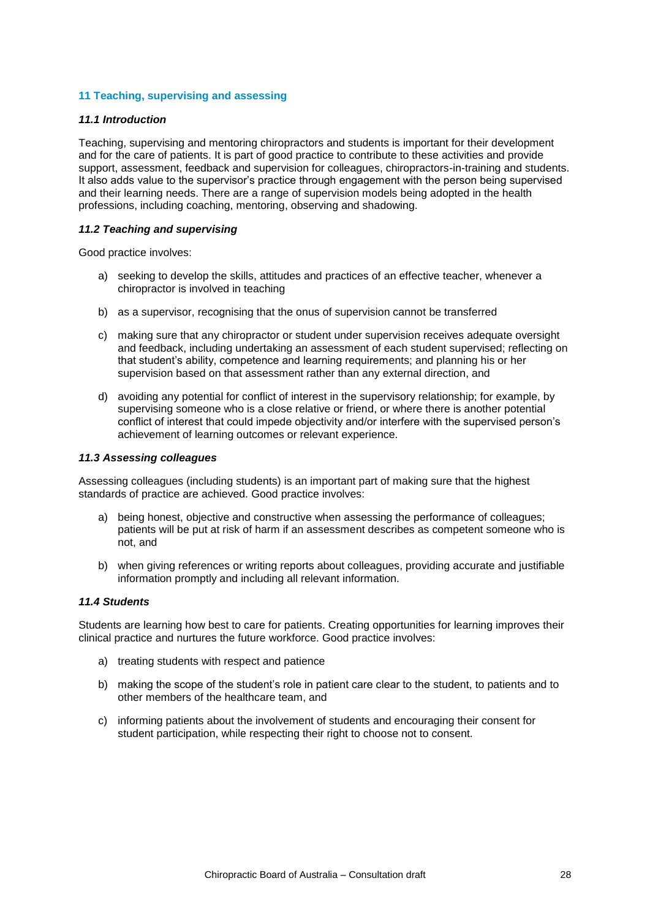## 11 Teaching, supervising and assessing

### *11.1 Introduction*

Teaching, supervising and mentoring chiropractors and students is important for their development and for the care of patients. It is part of good practice to contribute to these activities and provide support, assessment, feedback and supervision for colleagues, chiropractors-in-training and students. It also adds value to the supervisor's practice through engagement with the person being supervised and their learning needs. There are a range of supervision models being adopted in the health professions, including coaching, mentoring, observing and shadowing.

### *11.2 Teaching and supervising*

Good practice involves:

a) seeking to develop the skills, attitudes and practices of an effective teacher, whenever a chiropractor is involved in teaching

b) as a supervisor, recognising that the onus of supervision cannot be transferred

c) making sure that any chiropractor or student under supervision receives adequate oversight and feedback, including undertaking an assessment of each student supervised; reflecting on that student's ability, competence and learning requirements; and planning his or her supervision based on that assessment rather than any external direction, and

d) avoiding any potential for conflict of interest in the supervisory relationship; for example, by supervising someone who is a close relative or friend, or where there is another potential conflict of interest that could impede objectivity and/or interfere with the supervised person's achievement of learning outcomes or relevant experience.

### *11.3 Assessing colleagues*

Assessing colleagues (including students) is an important part of making sure that the highest standards of practice are achieved. Good practice involves:

a) being honest, objective and constructive when assessing the performance of colleagues; patients will be put at risk of harm if an assessment describes as competent someone who is not, and

b) when giving references or writing reports about colleagues, providing accurate and justifiable information promptly and including all relevant information.

### *11.4 Students*

Students are learning how best to care for patients. Creating opportunities for learning improves their clinical practice and nurtures the future workforce. Good practice involves:

a) treating students with respect and patience

b) making the scope of the student's role in patient care clear to the student, to patients and to other members of the healthcare team, and

c) informing patients about the involvement of students and encouraging their consent for student participation, while respecting their right to choose not to consent.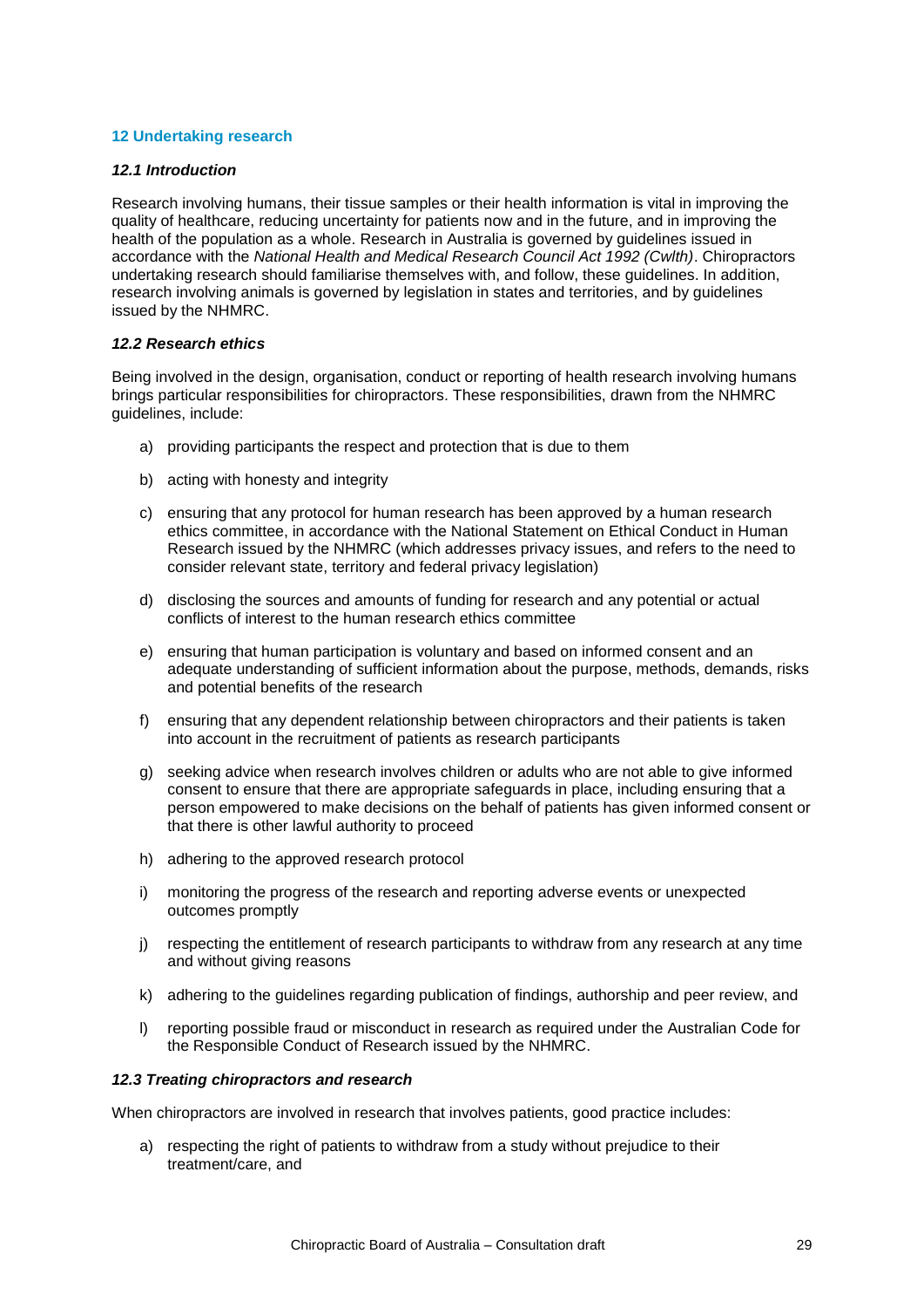## 12 Undertaking research

### *12.1 Introduction*

Research involving humans, their tissue samples or their health information is vital in improving the quality of healthcare, reducing uncertainty for patients now and in the future, and in improving the health of the population as a whole. Research in Australia is governed by guidelines issued in accordance with the *National Health and Medical Research Council Act 1992 (Cwlth)*. Chiropractors undertaking research should familiarise themselves with, and follow, these guidelines. In addition, research involving animals is governed by legislation in states and territories, and by guidelines issued by the NHMRC.

### *12.2 Research ethics*

Being involved in the design, organisation, conduct or reporting of health research involving humans brings particular responsibilities for chiropractors. These responsibilities, drawn from the NHMRC guidelines, include:

a) providing participants the respect and protection that is due to them

b) acting with honesty and integrity

c) ensuring that any protocol for human research has been approved by a human research ethics committee, in accordance with the National Statement on Ethical Conduct in Human Research issued by the NHMRC (which addresses privacy issues, and refers to the need to consider relevant state, territory and federal privacy legislation)

d) disclosing the sources and amounts of funding for research and any potential or actual conflicts of interest to the human research ethics committee

e) ensuring that human participation is voluntary and based on informed consent and an adequate understanding of sufficient information about the purpose, methods, demands, risks and potential benefits of the research

f) ensuring that any dependent relationship between chiropractors and their patients is taken into account in the recruitment of patients as research participants

g) seeking advice when research involves children or adults who are not able to give informed consent to ensure that there are appropriate safeguards in place, including ensuring that a person empowered to make decisions on the behalf of patients has given informed consent or that there is other lawful authority to proceed

h) adhering to the approved research protocol

i) monitoring the progress of the research and reporting adverse events or unexpected outcomes promptly

j) respecting the entitlement of research participants to withdraw from any research at any time and without giving reasons

k) adhering to the guidelines regarding publication of findings, authorship and peer review, and

l) reporting possible fraud or misconduct in research as required under the Australian Code for the Responsible Conduct of Research issued by the NHMRC.

### *12.3 Treating chiropractors and research*

When chiropractors are involved in research that involves patients, good practice includes:

a) respecting the right of patients to withdraw from a study without prejudice to their treatment/care, and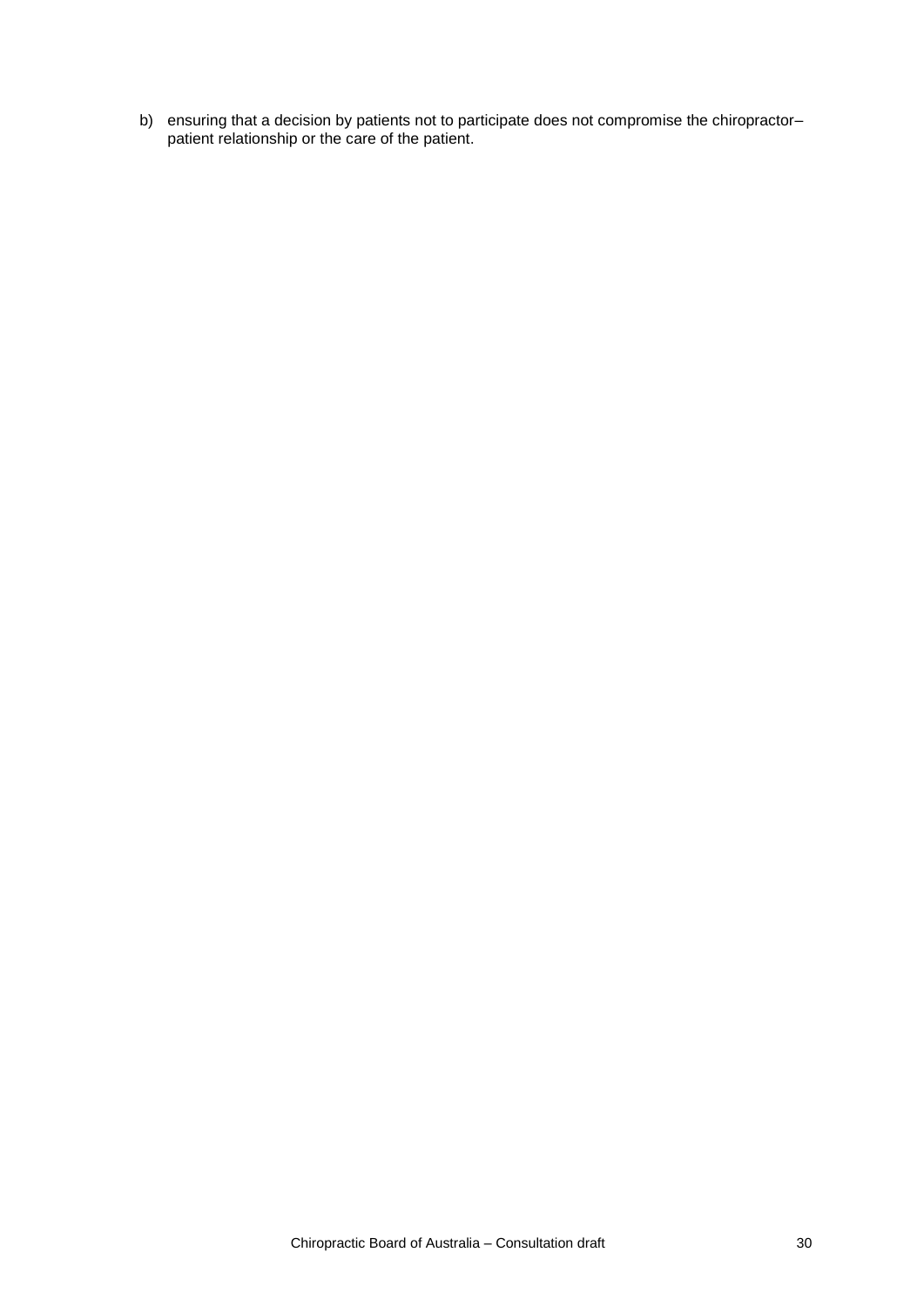b) ensuring that a decision by patients not to participate does not compromise the chiropractor–patient relationship or the care of the patient.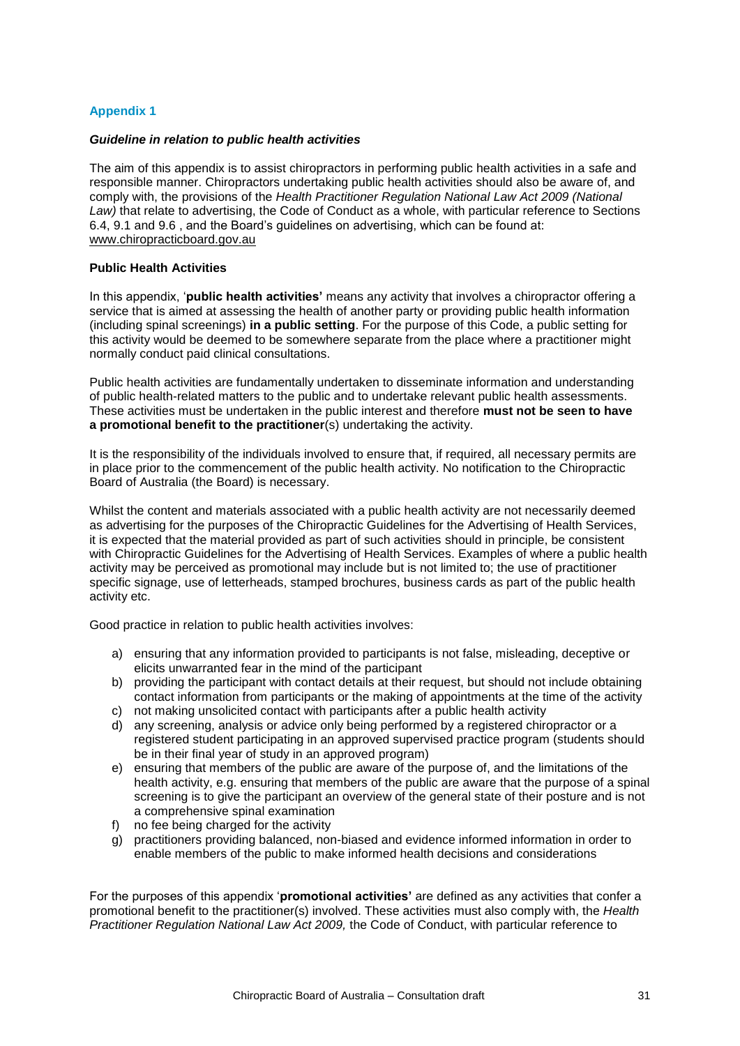## Appendix 1

***Guideline in relation to public health activities***

The aim of this appendix is to assist chiropractors in performing public health activities in a safe and responsible manner. Chiropractors undertaking public health activities should also be aware of, and comply with, the provisions of the *Health Practitioner Regulation National Law Act 2009 (National Law)* that relate to advertising, the Code of Conduct as a whole, with particular reference to Sections 6.4, 9.1 and 9.6 , and the Board's guidelines on advertising, which can be found at: www.chiropracticboard.gov.au

**Public Health Activities**

In this appendix, '**public health activities'** means any activity that involves a chiropractor offering a service that is aimed at assessing the health of another party or providing public health information (including spinal screenings) **in a public setting**. For the purpose of this Code, a public setting for this activity would be deemed to be somewhere separate from the place where a practitioner might normally conduct paid clinical consultations.

Public health activities are fundamentally undertaken to disseminate information and understanding of public health-related matters to the public and to undertake relevant public health assessments. These activities must be undertaken in the public interest and therefore **must not be seen to have a promotional benefit to the practitioner**(s) undertaking the activity.

It is the responsibility of the individuals involved to ensure that, if required, all necessary permits are in place prior to the commencement of the public health activity. No notification to the Chiropractic Board of Australia (the Board) is necessary.

Whilst the content and materials associated with a public health activity are not necessarily deemed as advertising for the purposes of the Chiropractic Guidelines for the Advertising of Health Services, it is expected that the material provided as part of such activities should in principle, be consistent with Chiropractic Guidelines for the Advertising of Health Services. Examples of where a public health activity may be perceived as promotional may include but is not limited to; the use of practitioner specific signage, use of letterheads, stamped brochures, business cards as part of the public health activity etc.

Good practice in relation to public health activities involves:

a) ensuring that any information provided to participants is not false, misleading, deceptive or elicits unwarranted fear in the mind of the participant
b) providing the participant with contact details at their request, but should not include obtaining contact information from participants or the making of appointments at the time of the activity
c) not making unsolicited contact with participants after a public health activity
d) any screening, analysis or advice only being performed by a registered chiropractor or a registered student participating in an approved supervised practice program (students should be in their final year of study in an approved program)
e) ensuring that members of the public are aware of the purpose of, and the limitations of the health activity, e.g. ensuring that members of the public are aware that the purpose of a spinal screening is to give the participant an overview of the general state of their posture and is not a comprehensive spinal examination
f) no fee being charged for the activity
g) practitioners providing balanced, non-biased and evidence informed information in order to enable members of the public to make informed health decisions and considerations

For the purposes of this appendix '**promotional activities'** are defined as any activities that confer a promotional benefit to the practitioner(s) involved. These activities must also comply with, the *Health Practitioner Regulation National Law Act 2009,* the Code of Conduct, with particular reference to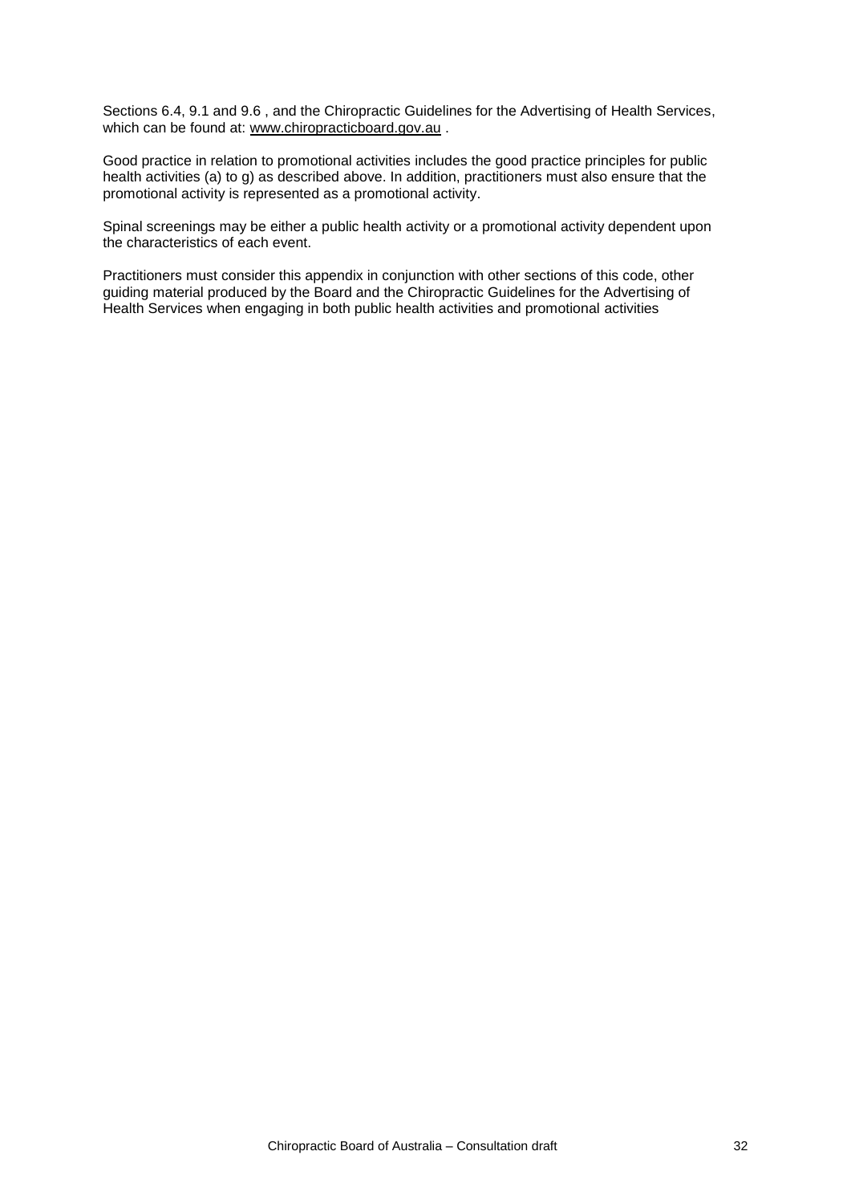Sections 6.4, 9.1 and 9.6 , and the Chiropractic Guidelines for the Advertising of Health Services, which can be found at: www.chiropracticboard.gov.au .

Good practice in relation to promotional activities includes the good practice principles for public health activities (a) to g) as described above. In addition, practitioners must also ensure that the promotional activity is represented as a promotional activity.

Spinal screenings may be either a public health activity or a promotional activity dependent upon the characteristics of each event.

Practitioners must consider this appendix in conjunction with other sections of this code, other guiding material produced by the Board and the Chiropractic Guidelines for the Advertising of Health Services when engaging in both public health activities and promotional activities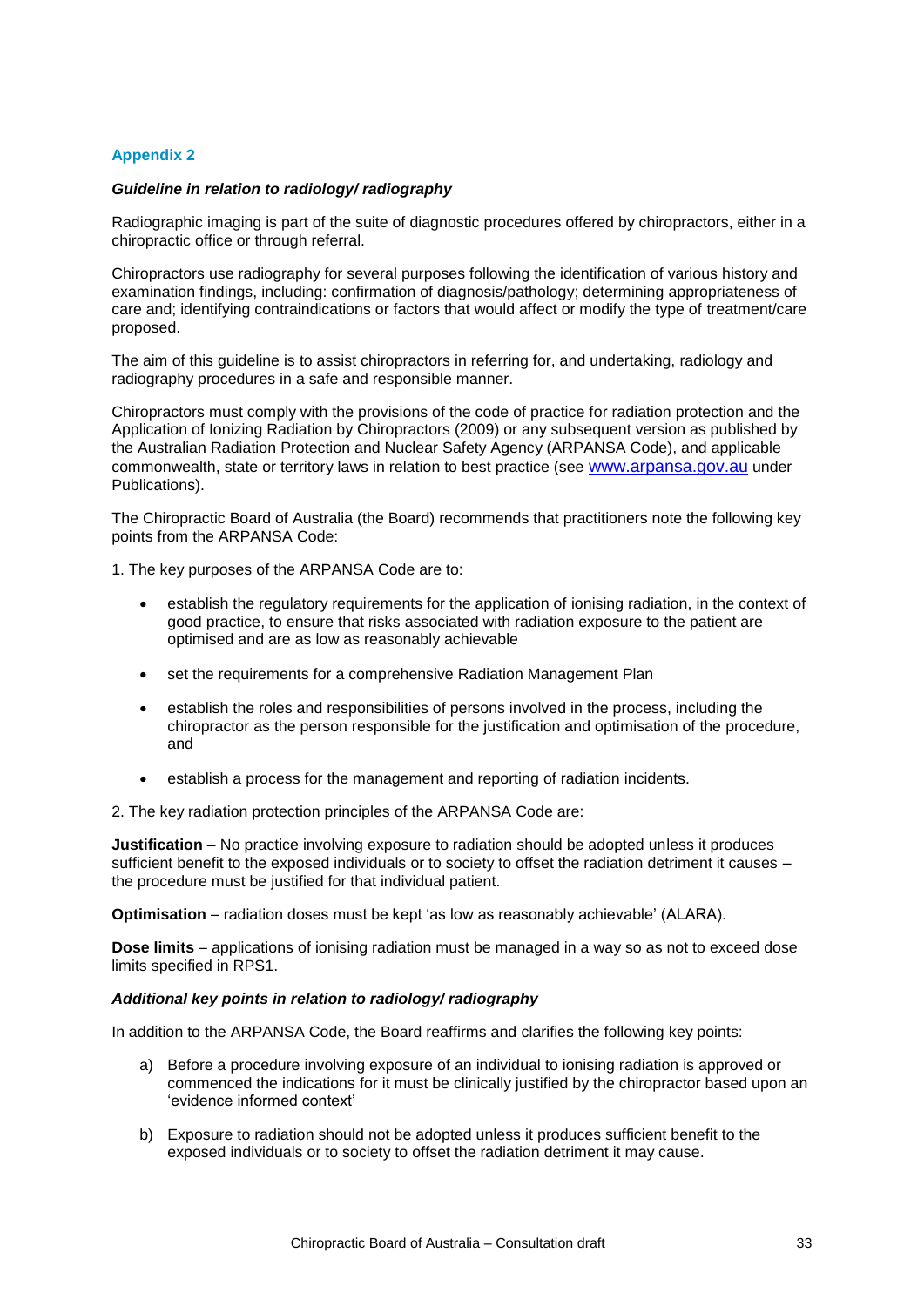## Appendix 2

### *Guideline in relation to radiology/ radiography*

Radiographic imaging is part of the suite of diagnostic procedures offered by chiropractors, either in a chiropractic office or through referral.

Chiropractors use radiography for several purposes following the identification of various history and examination findings, including: confirmation of diagnosis/pathology; determining appropriateness of care and; identifying contraindications or factors that would affect or modify the type of treatment/care proposed.

The aim of this guideline is to assist chiropractors in referring for, and undertaking, radiology and radiography procedures in a safe and responsible manner.

Chiropractors must comply with the provisions of the code of practice for radiation protection and the Application of Ionizing Radiation by Chiropractors (2009) or any subsequent version as published by the Australian Radiation Protection and Nuclear Safety Agency (ARPANSA Code), and applicable commonwealth, state or territory laws in relation to best practice (see www.arpansa.gov.au under Publications).

The Chiropractic Board of Australia (the Board) recommends that practitioners note the following key points from the ARPANSA Code:

1. The key purposes of the ARPANSA Code are to:

- establish the regulatory requirements for the application of ionising radiation, in the context of good practice, to ensure that risks associated with radiation exposure to the patient are optimised and are as low as reasonably achievable
- set the requirements for a comprehensive Radiation Management Plan
- establish the roles and responsibilities of persons involved in the process, including the chiropractor as the person responsible for the justification and optimisation of the procedure, and
- establish a process for the management and reporting of radiation incidents.

2. The key radiation protection principles of the ARPANSA Code are:

**Justification** – No practice involving exposure to radiation should be adopted unless it produces sufficient benefit to the exposed individuals or to society to offset the radiation detriment it causes – the procedure must be justified for that individual patient.

**Optimisation** – radiation doses must be kept 'as low as reasonably achievable' (ALARA).

**Dose limits** – applications of ionising radiation must be managed in a way so as not to exceed dose limits specified in RPS1.

### *Additional key points in relation to radiology/ radiography*

In addition to the ARPANSA Code, the Board reaffirms and clarifies the following key points:

a) Before a procedure involving exposure of an individual to ionising radiation is approved or commenced the indications for it must be clinically justified by the chiropractor based upon an 'evidence informed context'

b) Exposure to radiation should not be adopted unless it produces sufficient benefit to the exposed individuals or to society to offset the radiation detriment it may cause.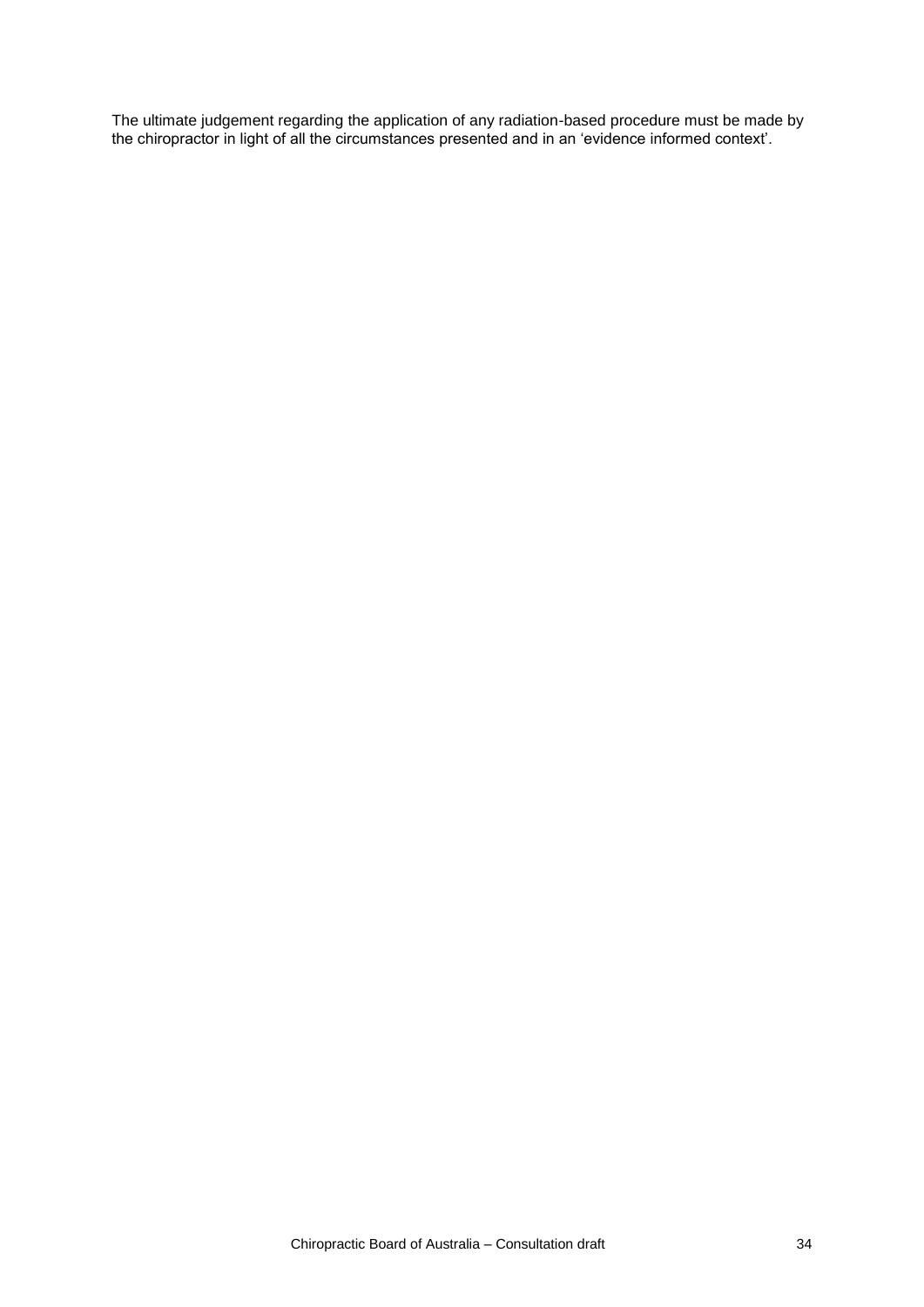The ultimate judgement regarding the application of any radiation-based procedure must be made by the chiropractor in light of all the circumstances presented and in an 'evidence informed context'.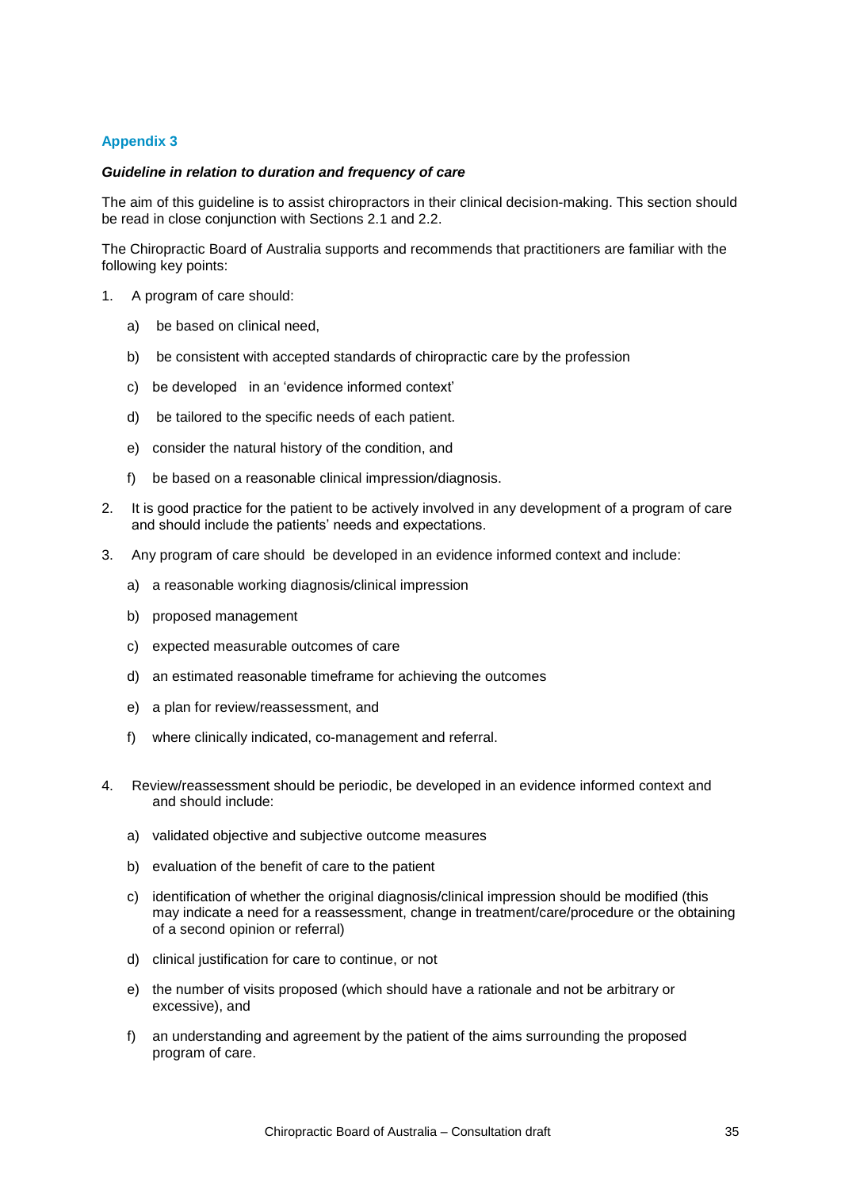## Appendix 3

***Guideline in relation to duration and frequency of care***

The aim of this guideline is to assist chiropractors in their clinical decision-making. This section should be read in close conjunction with Sections 2.1 and 2.2.

The Chiropractic Board of Australia supports and recommends that practitioners are familiar with the following key points:

1. A program of care should:
   a) be based on clinical need,
   b) be consistent with accepted standards of chiropractic care by the profession
   c) be developed in an 'evidence informed context'
   d) be tailored to the specific needs of each patient.
   e) consider the natural history of the condition, and
   f) be based on a reasonable clinical impression/diagnosis.
2. It is good practice for the patient to be actively involved in any development of a program of care and should include the patients' needs and expectations.
3. Any program of care should be developed in an evidence informed context and include:
   a) a reasonable working diagnosis/clinical impression
   b) proposed management
   c) expected measurable outcomes of care
   d) an estimated reasonable timeframe for achieving the outcomes
   e) a plan for review/reassessment, and
   f) where clinically indicated, co-management and referral.
4. Review/reassessment should be periodic, be developed in an evidence informed context and and should include:
   a) validated objective and subjective outcome measures
   b) evaluation of the benefit of care to the patient
   c) identification of whether the original diagnosis/clinical impression should be modified (this may indicate a need for a reassessment, change in treatment/care/procedure or the obtaining of a second opinion or referral)
   d) clinical justification for care to continue, or not
   e) the number of visits proposed (which should have a rationale and not be arbitrary or excessive), and
   f) an understanding and agreement by the patient of the aims surrounding the proposed program of care.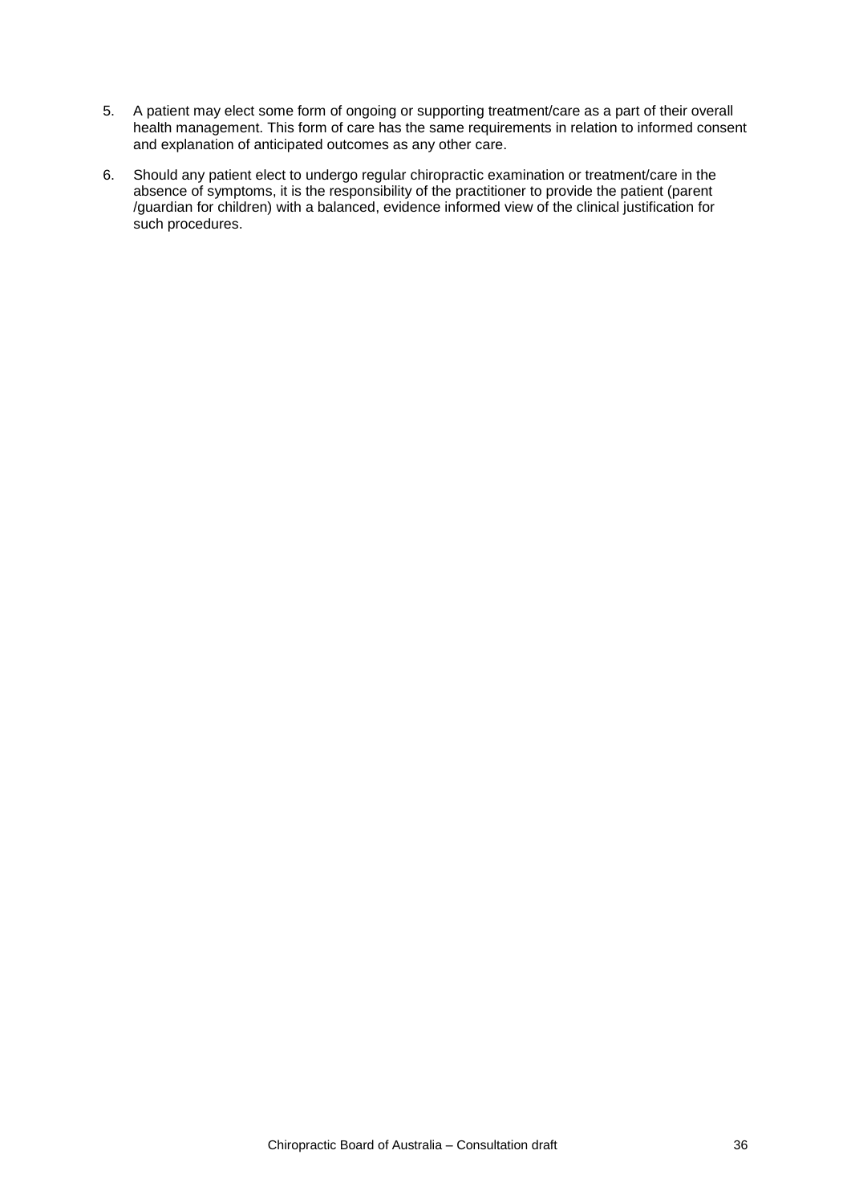5. A patient may elect some form of ongoing or supporting treatment/care as a part of their overall health management. This form of care has the same requirements in relation to informed consent and explanation of anticipated outcomes as any other care.
6. Should any patient elect to undergo regular chiropractic examination or treatment/care in the absence of symptoms, it is the responsibility of the practitioner to provide the patient (parent /guardian for children) with a balanced, evidence informed view of the clinical justification for such procedures.